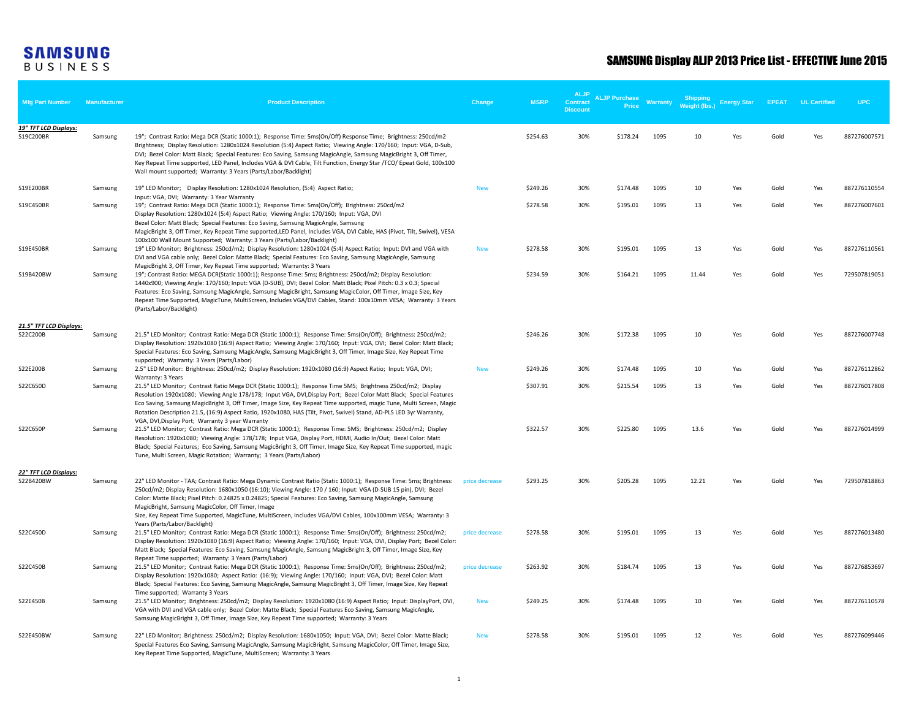# SAMSUNG BUSINESS

## SAMSUNG Display ALJP 2013 Price List - EFFECTIVE June 2015

| Mfg Part Number | Manufacturer | Product Description | Change | MSRP | ALJP Contract Discount | ALJP Purchase Price | Warranty | Shipping Weight (lbs.) | Energy Star | EPEAT | UL Certified | UPC |
|---|---|---|---|---|---|---|---|---|---|---|---|---|
| ***19" TFT LCD Displays:*** | | | | | | | | | | | | |
| S19C200BR | Samsung | 19"; Contrast Ratio: Mega DCR (Static 1000:1); Response Time: 5ms(On/Off) Response Time; Brightness: 250cd/m2 Brightness; Display Resolution: 1280x1024 Resolution (5:4) Aspect Ratio; Viewing Angle: 170/160; Input: VGA, D-Sub, DVI; Bezel Color: Matt Black; Special Features: Eco Saving, Samsung MagicAngle, Samsung MagicBright 3, Off Timer, Key Repeat Time supported, LED Panel, Includes VGA & DVI Cable, Tilt Function, Energy Star /TCO/ Epeat Gold, 100x100 Wall mount supported; Warranty: 3 Years (Parts/Labor/Backlight) | | $254.63 | 30% | $178.24 | 1095 | 10 | Yes | Gold | Yes | 887276007571 |
| S19E200BR | Samsung | 19" LED Monitor; Display Resolution: 1280x1024 Resolution, (5:4) Aspect Ratio; Input: VGA, DVI; Warranty: 3 Year Warranty | New | $249.26 | 30% | $174.48 | 1095 | 10 | Yes | Gold | Yes | 887276110554 |
| S19C450BR | Samsung | 19"; Contrast Ratio: Mega DCR (Static 1000:1); Response Time: 5ms(On/Off); Brightness: 250cd/m2 Display Resolution: 1280x1024 (5:4) Aspect Ratio; Viewing Angle: 170/160; Input: VGA, DVI Bezel Color: Matt Black; Special Features: Eco Saving, Samsung MagicAngle, Samsung MagicBright 3, Off Timer, Key Repeat Time supported,LED Panel, Includes VGA, DVI Cable, HAS (Pivot, Tilt, Swivel), VESA 100x100 Wall Mount Supported; Warranty: 3 Years (Parts/Labor/Backlight) | | $278.58 | 30% | $195.01 | 1095 | 13 | Yes | Gold | Yes | 887276007601 |
| S19E450BR | Samsung | 19" LED Monitor; Brightness: 250cd/m2; Display Resolution: 1280x1024 (5:4) Aspect Ratio; Input: DVI and VGA with DVI and VGA cable only; Bezel Color: Matte Black; Special Features: Eco Saving, Samsung MagicAngle, Samsung MagicBright 3, Off Timer, Key Repeat Time supported; Warranty: 3 Years | New | $278.58 | 30% | $195.01 | 1095 | 13 | Yes | Gold | Yes | 887276110561 |
| S19B420BW | Samsung | 19"; Contrast Ratio: MEGA DCR(Static 1000:1); Response Time: 5ms; Brightness: 250cd/m2; Display Resolution: 1440x900; Viewing Angle: 170/160; Input: VGA (D-SUB), DVI; Bezel Color: Matt Black; Pixel Pitch: 0.3 x 0.3; Special Features: Eco Saving, Samsung MagicAngle, Samsung MagicBright, Samsung MagicColor, Off Timer, Image Size, Key Repeat Time Supported, MagicTune, MultiScreen, Includes VGA/DVI Cables, Stand: 100x10mm VESA; Warranty: 3 Years (Parts/Labor/Backlight) | | $234.59 | 30% | $164.21 | 1095 | 11.44 | Yes | Gold | Yes | 729507819051 |
| ***21.5" TFT LCD Displays:*** | | | | | | | | | | | | |
| S22C200B | Samsung | 21.5" LED Monitor; Contrast Ratio: Mega DCR (Static 1000:1); Response Time: 5ms(On/Off); Brightness: 250cd/m2; Display Resolution: 1920x1080 (16:9) Aspect Ratio; Viewing Angle: 170/160; Input: VGA, DVI; Bezel Color: Matt Black; Special Features: Eco Saving, Samsung MagicAngle, Samsung MagicBright 3, Off Timer, Image Size, Key Repeat Time supported; Warranty: 3 Years (Parts/Labor) | | $246.26 | 30% | $172.38 | 1095 | 10 | Yes | Gold | Yes | 887276007748 |
| S22E200B | Samsung | 2.5" LED Monitor; Brightness: 250cd/m2; Display Resolution: 1920x1080 (16:9) Aspect Ratio; Input: VGA, DVI; Warranty: 3 Years | New | $249.26 | 30% | $174.48 | 1095 | 10 | Yes | Gold | Yes | 887276112862 |
| S22C650D | Samsung | 21.5" LED Monitor; Contrast Ratio Mega DCR (Static 1000:1); Response Time 5MS; Brightness 250cd/m2; Display Resolution 1920x1080; Viewing Angle 178/178; Input VGA, DVI,Display Port; Bezel Color Matt Black; Special Features Eco Saving, Samsung MagicBright 3, Off Timer, Image Size, Key Repeat Time supported, magic Tune, Multi Screen, Magic Rotation Description 21.5, (16:9) Aspect Ratio, 1920x1080, HAS (Tilt, Pivot, Swivel) Stand, AD-PLS LED 3yr Warranty, VGA, DVI,Display Port; Warranty 3 year Warranty | | $307.91 | 30% | $215.54 | 1095 | 13 | Yes | Gold | Yes | 887276017808 |
| S22C650P | Samsung | 21.5" LED Monitor; Contrast Ratio: Mega DCR (Static 1000:1); Response Time: 5MS; Brightness: 250cd/m2; Display Resolution: 1920x1080; Viewing Angle: 178/178; Input VGA, Display Port, HDMI, Audio In/Out; Bezel Color: Matt Black; Special Features; Eco Saving, Samsung MagicBright 3, Off Timer, Image Size, Key Repeat Time supported, magic Tune, Multi Screen, Magic Rotation; Warranty; 3 Years (Parts/Labor) | | $322.57 | 30% | $225.80 | 1095 | 13.6 | Yes | Gold | Yes | 8887276014999 |
| ***22" TFT LCD Displays:*** | | | | | | | | | | | | |
| S22B420BW | Samsung | 22" LED Monitor - TAA; Contrast Ratio: Mega Dynamic Contrast Ratio (Static 1000:1); Response Time: 5ms; Brightness: 250cd/m2; Display Resolution: 1680x1050 (16:10); Viewing Angle: 170 / 160; Input: VGA (D-SUB 15 pin), DVI; Bezel Color: Matte Black; Pixel Pitch: 0.24825 x 0.24825; Special Features: Eco Saving, Samsung MagicAngle, Samsung MagicBright, Samsung MagicColor, Off Timer, Image Size, Key Repeat Time Supported, MagicTune, MultiScreen, Includes VGA/DVI Cables, 100x100mm VESA; Warranty: 3 Years (Parts/Labor/Backlight) | price decrease | $293.25 | 30% | $205.28 | 1095 | 12.21 | Yes | Gold | Yes | 729507818863 |
| S22C450D | Samsung | 21.5" LED Monitor; Contrast Ratio: Mega DCR (Static 1000:1); Response Time: 5ms(On/Off); Brightness: 250cd/m2; Display Resolution: 1920x1080 (16:9) Aspect Ratio; Viewing Angle: 170/160; Input: VGA, DVI, Display Port; Bezel Color: Matt Black; Special Features: Eco Saving, Samsung MagicAngle, Samsung MagicBright 3, Off Timer, Image Size, Key Repeat Time supported; Warranty: 3 Years (Parts/Labor) | price decrease | $278.58 | 30% | $195.01 | 1095 | 13 | Yes | Gold | Yes | 887276013480 |
| S22C450B | Samsung | 21.5" LED Monitor; Contrast Ratio: Mega DCR (Static 1000:1); Response Time: 5ms(On/Off); Brightness: 250cd/m2; Display Resolution: 1920x1080; Aspect Ratio: (16:9); Viewing Angle: 170/160; Input: VGA, DVI; Bezel Color: Matt Black; Special Features: Eco Saving, Samsung MagicAngle, Samsung MagicBright 3, Off Timer, Image Size, Key Repeat Time supported; Warranty 3 Years | price decrease | $263.92 | 30% | $184.74 | 1095 | 13 | Yes | Gold | Yes | 887276853697 |
| S22E450B | Samsung | 21.5" LED Monitor; Brightness: 250cd/m2; Display Resolution: 1920x1080 (16:9) Aspect Ratio; Input: DisplayPort, DVI, VGA with DVI and VGA cable only; Bezel Color: Matte Black; Special Features Eco Saving, Samsung MagicAngle, Samsung MagicBright 3, Off Timer, Image Size, Key Repeat Time supported; Warranty: 3 Years | New | $249.25 | 30% | $174.48 | 1095 | 10 | Yes | Gold | Yes | 887276110578 |
| S22E450BW | Samsung | 22" LED Monitor; Brightness: 250cd/m2; Display Resolution: 1680x1050; Input: VGA, DVI; Bezel Color: Matte Black; Special Features Eco Saving, Samsung MagicAngle, Samsung MagicBright, Samsung MagicColor, Off Timer, Image Size, Key Repeat Time Supported, MagicTune, MultiScreen; Warranty: 3 Years | New | $278.58 | 30% | $195.01 | 1095 | 12 | Yes | Gold | Yes | 887276099446 |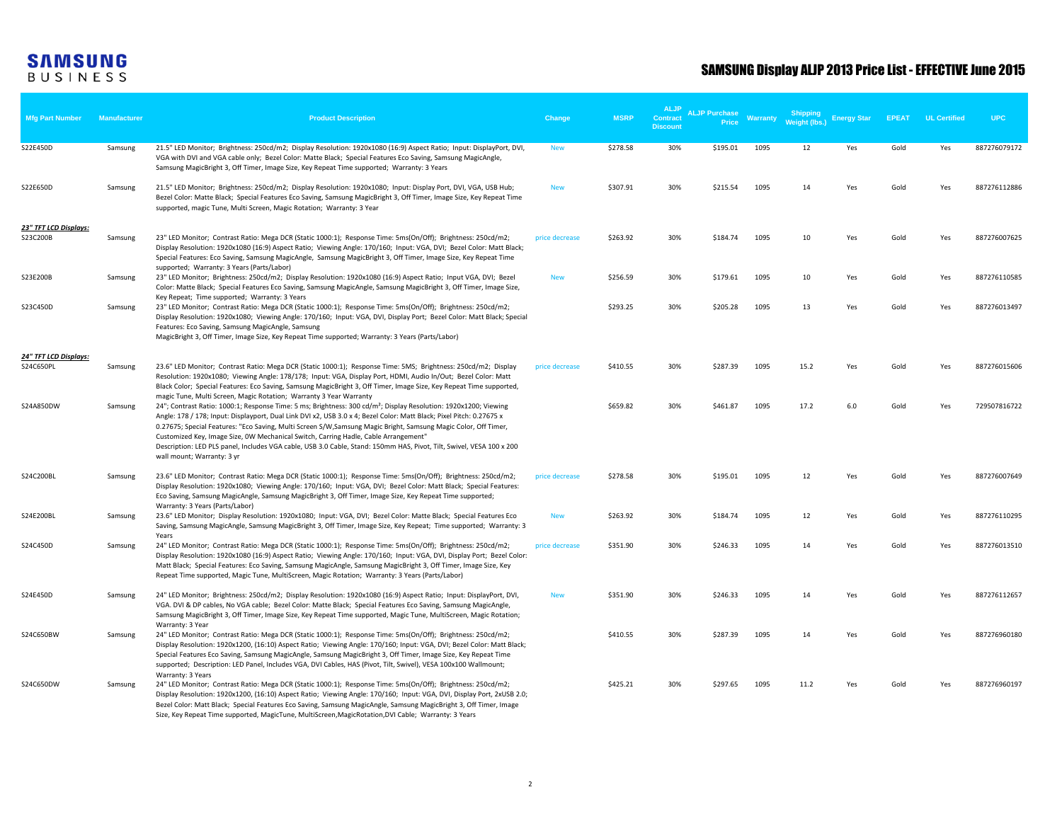**SAMSUNG BUSINESS**

# SAMSUNG Display ALJP 2013 Price List - EFFECTIVE June 2015

| Mfg Part Number | Manufacturer | Product Description | Change | MSRP | ALJP Contract Discount | ALJP Purchase Price | Warranty | Shipping Weight (lbs.) | Energy Star | EPEAT | UL Certified | UPC |
|---|---|---|---|---|---|---|---|---|---|---|---|---|
| S22E450D | Samsung | 21.5" LED Monitor; Brightness: 250cd/m2; Display Resolution: 1920x1080 (16:9) Aspect Ratio; Input: DisplayPort, DVI, VGA with DVI and VGA cable only; Bezel Color: Matte Black; Special Features Eco Saving, Samsung MagicAngle, Samsung MagicBright 3, Off Timer, Image Size, Key Repeat Time supported; Warranty: 3 Years | New | $278.58 | 30% | $195.01 | 1095 | 12 | Yes | Gold | Yes | 887276079172 |
| S22E650D | Samsung | 21.5" LED Monitor; Brightness: 250cd/m2; Display Resolution: 1920x1080; Input: Display Port, DVI, VGA, USB Hub; Bezel Color: Matte Black; Special Features Eco Saving, Samsung MagicBright 3, Off Timer, Image Size, Key Repeat Time supported, magic Tune, Multi Screen, Magic Rotation; Warranty: 3 Year | New | $307.91 | 30% | $215.54 | 1095 | 14 | Yes | Gold | Yes | 887276112886 |
| ***23" TFT LCD Displays:*** | | | | | | | | | | | | |
| S23C200B | Samsung | 23" LED Monitor; Contrast Ratio: Mega DCR (Static 1000:1); Response Time: 5ms(On/Off); Brightness: 250cd/m2; Display Resolution: 1920x1080 (16:9) Aspect Ratio; Viewing Angle: 170/160; Input: VGA, DVI; Bezel Color: Matt Black; Special Features: Eco Saving, Samsung MagicAngle, Samsung MagicBright 3, Off Timer, Image Size, Key Repeat Time supported; Warranty: 3 Years (Parts/Labor) | price decrease | $263.92 | 30% | $184.74 | 1095 | 10 | Yes | Gold | Yes | 887276007625 |
| S23E200B | Samsung | 23" LED Monitor; Brightness: 250cd/m2; Display Resolution: 1920x1080 (16:9) Aspect Ratio; Input VGA, DVI; Bezel Color: Matte Black; Special Features Eco Saving, Samsung MagicAngle, Samsung MagicBright 3, Off Timer, Image Size, Key Repeat; Time supported; Warranty: 3 Years | New | $256.59 | 30% | $179.61 | 1095 | 10 | Yes | Gold | Yes | 887276110585 |
| S23C450D | Samsung | 23" LED Monitor; Contrast Ratio: Mega DCR (Static 1000:1); Response Time: 5ms(On/Off); Brightness: 250cd/m2; Display Resolution: 1920x1080; Viewing Angle: 170/160; Input: VGA, DVI, Display Port; Bezel Color: Matt Black; Special Features: Eco Saving, Samsung MagicAngle, Samsung MagicBright 3, Off Timer, Image Size, Key Repeat Time supported; Warranty: 3 Years (Parts/Labor) | | $293.25 | 30% | $205.28 | 1095 | 13 | Yes | Gold | Yes | 887276013497 |
| ***24" TFT LCD Displays:*** | | | | | | | | | | | | |
| S24C650PL | Samsung | 23.6" LED Monitor; Contrast Ratio: Mega DCR (Static 1000:1); Response Time: 5MS; Brightness: 250cd/m2; Display Resolution: 1920x1080; Viewing Angle: 178/178; Input: VGA, Display Port, HDMI, Audio In/Out; Bezel Color: Matt Black Color; Special Features: Eco Saving, Samsung MagicBright 3, Off Timer, Image Size, Key Repeat Time supported, magic Tune, Multi Screen, Magic Rotation; Warranty 3 Year Warranty | price decrease | $410.55 | 30% | $287.39 | 1095 | 15.2 | Yes | Gold | Yes | 887276015606 |
| S24A850DW | Samsung | 24"; Contrast Ratio: 1000:1; Response Time: 5 ms; Brightness: 300 cd/m²; Display Resolution: 1920x1200; Viewing Angle: 178 / 178; Input: Displayport, Dual Link DVI x2, USB 3.0 x 4; Bezel Color: Matt Black; Pixel Pitch: 0.27675 x 0.27675; Special Features: "Eco Saving, Multi Screen S/W,Samsung Magic Bright, Samsung Magic Color, Off Timer, Customized Key, Image Size, 0W Mechanical Switch, Carring Hadle, Cable Arrangement" Description: LED PLS panel, Includes VGA cable, USB 3.0 Cable, Stand: 150mm HAS, Pivot, Tilt, Swivel, VESA 100 x 200 wall mount; Warranty: 3 yr | | $659.82 | 30% | $461.87 | 1095 | 17.2 | 6.0 | Gold | Yes | 729507816722 |
| S24C200BL | Samsung | 23.6" LED Monitor; Contrast Ratio: Mega DCR (Static 1000:1); Response Time: 5ms(On/Off); Brightness: 250cd/m2; Display Resolution: 1920x1080; Viewing Angle: 170/160; Input: VGA, DVI; Bezel Color: Matt Black; Special Features: Eco Saving, Samsung MagicAngle, Samsung MagicBright 3, Off Timer, Image Size, Key Repeat Time supported; Warranty: 3 Years (Parts/Labor) | price decrease | $278.58 | 30% | $195.01 | 1095 | 12 | Yes | Gold | Yes | 887276007649 |
| S24E200BL | Samsung | 23.6" LED Monitor; Display Resolution: 1920x1080; Input: VGA, DVI; Bezel Color: Matte Black; Special Features Eco Saving, Samsung MagicAngle, Samsung MagicBright 3, Off Timer, Image Size, Key Repeat; Time supported; Warranty: 3 Years | New | $263.92 | 30% | $184.74 | 1095 | 12 | Yes | Gold | Yes | 887276110295 |
| S24C450D | Samsung | 24" LED Monitor; Contrast Ratio: Mega DCR (Static 1000:1); Response Time: 5ms(On/Off); Brightness: 250cd/m2; Display Resolution: 1920x1080 (16:9) Aspect Ratio; Viewing Angle: 170/160; Input: VGA, DVI, Display Port; Bezel Color: Matt Black; Special Features: Eco Saving, Samsung MagicAngle, Samsung MagicBright 3, Off Timer, Image Size, Key Repeat Time supported, Magic Tune, MultiScreen, Magic Rotation; Warranty: 3 Years (Parts/Labor) | price decrease | $351.90 | 30% | $246.33 | 1095 | 14 | Yes | Gold | Yes | 887276013510 |
| S24E450D | Samsung | 24" LED Monitor; Brightness: 250cd/m2; Display Resolution: 1920x1080 (16:9) Aspect Ratio; Input: DisplayPort, DVI, VGA. DVI & DP cables, No VGA cable; Bezel Color: Matte Black; Special Features Eco Saving, Samsung MagicAngle, Samsung MagicBright 3, Off Timer, Image Size, Key Repeat Time supported, Magic Tune, MultiScreen, Magic Rotation; Warranty: 3 Year | New | $351.90 | 30% | $246.33 | 1095 | 14 | Yes | Gold | Yes | 887276112657 |
| S24C650BW | Samsung | 24" LED Monitor; Contrast Ratio: Mega DCR (Static 1000:1); Response Time: 5ms(On/Off); Brightness: 250cd/m2; Display Resolution: 1920x1200, (16:10) Aspect Ratio; Viewing Angle: 170/160; Input: VGA, DVI; Bezel Color: Matt Black; Special Features Eco Saving, Samsung MagicAngle, Samsung MagicBright 3, Off Timer, Image Size, Key Repeat Time supported; Description: LED Panel, Includes VGA, DVI Cables, HAS (Pivot, Tilt, Swivel), VESA 100x100 Wallmount; Warranty: 3 Years | | $410.55 | 30% | $287.39 | 1095 | 14 | Yes | Gold | Yes | 887276960180 |
| S24C650DW | Samsung | 24" LED Monitor; Contrast Ratio: Mega DCR (Static 1000:1); Response Time: 5ms(On/Off); Brightness: 250cd/m2; Display Resolution: 1920x1200, (16:10) Aspect Ratio; Viewing Angle: 170/160; Input: VGA, DVI, Display Port, 2xUSB 2.0; Bezel Color: Matt Black; Special Features Eco Saving, Samsung MagicAngle, Samsung MagicBright 3, Off Timer, Image Size, Key Repeat Time supported, MagicTune, MultiScreen,MagicRotation,DVI Cable; Warranty: 3 Years | | $425.21 | 30% | $297.65 | 1095 | 11.2 | Yes | Gold | Yes | 887276960197 |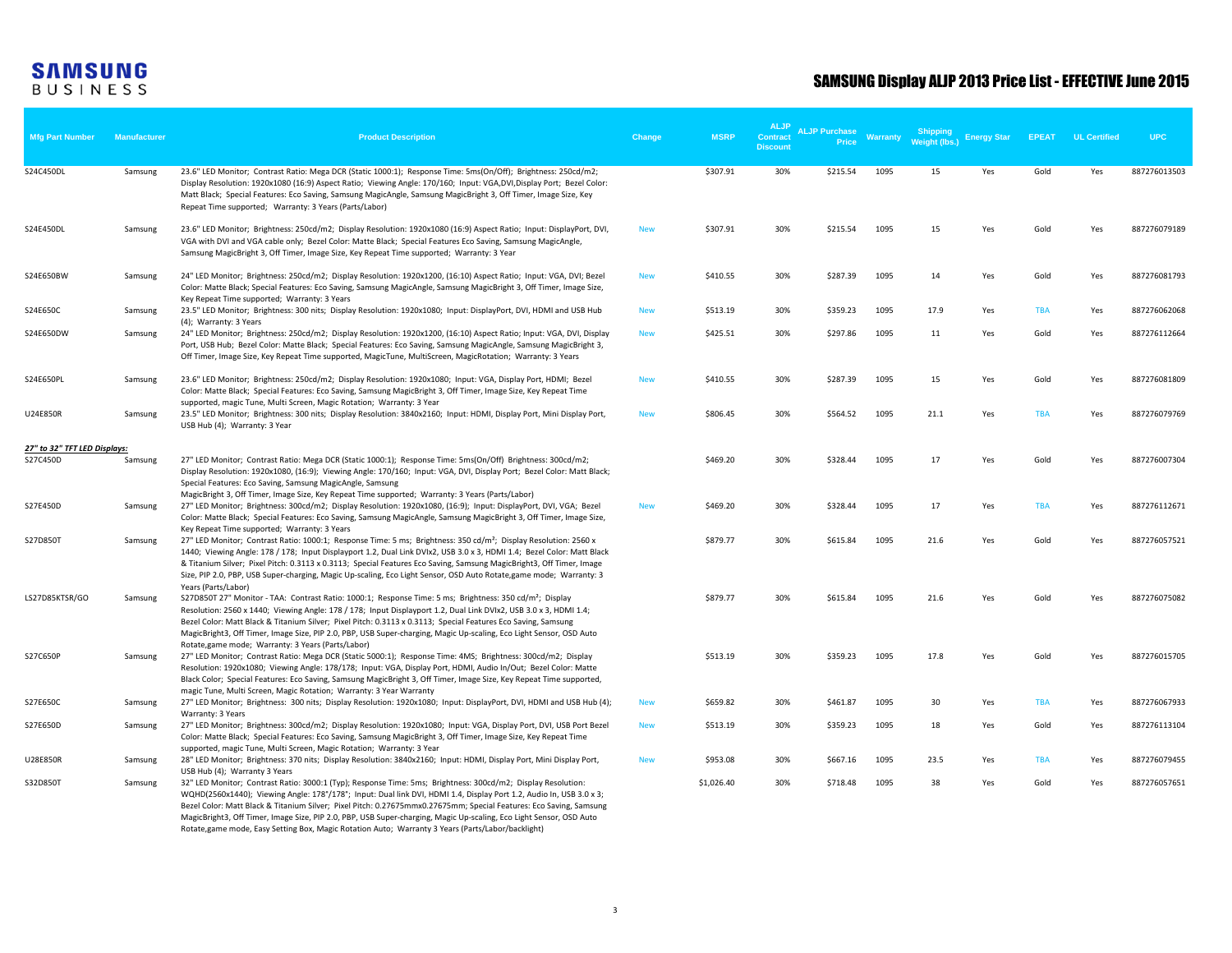# SAMSUNG Display ALJP 2013 Price List - EFFECTIVE June 2015

| Mfg Part Number | Manufacturer | Product Description | Change | MSRP | ALJP Contract Discount | ALJP Purchase Price | Warranty | Shipping Weight (lbs.) | Energy Star | EPEAT | UL Certified | UPC |
|---|---|---|---|---|---|---|---|---|---|---|---|---|
| S24C450DL | Samsung | 23.6" LED Monitor; Contrast Ratio: Mega DCR (Static 1000:1); Response Time: 5ms(On/Off); Brightness: 250cd/m2; Display Resolution: 1920x1080 (16:9) Aspect Ratio; Viewing Angle: 170/160; Input: VGA,DVI,Display Port; Bezel Color: Matt Black; Special Features: Eco Saving, Samsung MagicAngle, Samsung MagicBright 3, Off Timer, Image Size, Key Repeat Time supported; Warranty: 3 Years (Parts/Labor) | | $307.91 | 30% | $215.54 | 1095 | 15 | Yes | Gold | Yes | 887276013503 |
| S24E450DL | Samsung | 23.6" LED Monitor; Brightness: 250cd/m2; Display Resolution: 1920x1080 (16:9) Aspect Ratio; Input: DisplayPort, DVI, VGA with DVI and VGA cable only; Bezel Color: Matte Black; Special Features Eco Saving, Samsung MagicAngle, Samsung MagicBright 3, Off Timer, Image Size, Key Repeat Time supported; Warranty: 3 Year | New | $307.91 | 30% | $215.54 | 1095 | 15 | Yes | Gold | Yes | 887276079189 |
| S24E650BW | Samsung | 24" LED Monitor; Brightness: 250cd/m2; Display Resolution: 1920x1200, (16:10) Aspect Ratio; Input: VGA, DVI; Bezel Color: Matte Black; Special Features: Eco Saving, Samsung MagicAngle, Samsung MagicBright 3, Off Timer, Image Size, Key Repeat Time supported; Warranty: 3 Years | New | $410.55 | 30% | $287.39 | 1095 | 14 | Yes | Gold | Yes | 887276081793 |
| S24E650C | Samsung | 23.5" LED Monitor; Brightness: 300 nits; Display Resolution: 1920x1080; Input: DisplayPort, DVI, HDMI and USB Hub (4); Warranty: 3 Years | New | $513.19 | 30% | $359.23 | 1095 | 17.9 | Yes | TBA | Yes | 887276062068 |
| S24E650DW | Samsung | 24" LED Monitor; Brightness: 250cd/m2; Display Resolution: 1920x1200, (16:10) Aspect Ratio; Input: VGA, DVI, Display Port, USB Hub; Bezel Color: Matte Black; Special Features: Eco Saving, Samsung MagicAngle, Samsung MagicBright 3, Off Timer, Image Size, Key Repeat Time supported, MagicTune, MultiScreen, MagicRotation; Warranty: 3 Years | New | $425.51 | 30% | $297.86 | 1095 | 11 | Yes | Gold | Yes | 887276112664 |
| S24E650PL | Samsung | 23.6" LED Monitor; Brightness: 250cd/m2; Display Resolution: 1920x1080; Input: VGA, Display Port, HDMI; Bezel Color: Matte Black; Special Features: Eco Saving, Samsung MagicBright 3, Off Timer, Image Size, Key Repeat Time supported, magic Tune, Multi Screen, Magic Rotation; Warranty: 3 Year | New | $410.55 | 30% | $287.39 | 1095 | 15 | Yes | Gold | Yes | 887276081809 |
| U24E850R | Samsung | 23.5" LED Monitor; Brightness: 300 nits; Display Resolution: 3840x2160; Input: HDMI, Display Port, Mini Display Port, USB Hub (4); Warranty: 3 Year | New | $806.45 | 30% | $564.52 | 1095 | 21.1 | Yes | TBA | Yes | 887276079769 |
| ***27" to 32" TFT LED Displays:*** | | | | | | | | | | | | |
| S27C450D | Samsung | 27" LED Monitor; Contrast Ratio: Mega DCR (Static 1000:1); Response Time: 5ms(On/Off) Brightness: 300cd/m2; Display Resolution: 1920x1080, (16:9); Viewing Angle: 170/160; Input: VGA, DVI, Display Port; Bezel Color: Matt Black; Special Features: Eco Saving, Samsung MagicAngle, Samsung MagicBright 3, Off Timer, Image Size, Key Repeat Time supported; Warranty: 3 Years (Parts/Labor) | | $469.20 | 30% | $328.44 | 1095 | 17 | Yes | Gold | Yes | 887276007304 |
| S27E450D | Samsung | 27" LED Monitor; Brightness: 300cd/m2; Display Resolution: 1920x1080, (16:9); Input: DisplayPort, DVI, VGA; Bezel Color: Matte Black; Special Features: Eco Saving, Samsung MagicAngle, Samsung MagicBright 3, Off Timer, Image Size, Key Repeat Time supported; Warranty: 3 Years | New | $469.20 | 30% | $328.44 | 1095 | 17 | Yes | TBA | Yes | 887276112671 |
| S27D850T | Samsung | 27" LED Monitor; Contrast Ratio: 1000:1; Response Time: 5 ms; Brightness: 350 cd/m²; Display Resolution: 2560 x 1440; Viewing Angle: 178 / 178; Input Displayport 1.2, Dual Link DVIx2, USB 3.0 x 3, HDMI 1.4; Bezel Color: Matt Black & Titanium Silver; Pixel Pitch: 0.3113 x 0.3113; Special Features Eco Saving, Samsung MagicBright3, Off Timer, Image Size, PIP 2.0, PBP, USB Super-charging, Magic Up-scaling, Eco Light Sensor, OSD Auto Rotate,game mode; Warranty: 3 Years (Parts/Labor) | | $879.77 | 30% | $615.84 | 1095 | 21.6 | Yes | Gold | Yes | 887276057521 |
| LS27D85KTSR/GO | Samsung | S27D850T 27" Monitor - TAA: Contrast Ratio: 1000:1; Response Time: 5 ms; Brightness: 350 cd/m²; Display Resolution: 2560 x 1440; Viewing Angle: 178 / 178; Input Displayport 1.2, Dual Link DVIx2, USB 3.0 x 3, HDMI 1.4; Bezel Color: Matt Black & Titanium Silver; Pixel Pitch: 0.3113 x 0.3113; Special Features Eco Saving, Samsung MagicBright3, Off Timer, Image Size, PIP 2.0, PBP, USB Super-charging, Magic Up-scaling, Eco Light Sensor, OSD Auto Rotate,game mode; Warranty: 3 Years (Parts/Labor) | | $879.77 | 30% | $615.84 | 1095 | 21.6 | Yes | Gold | Yes | 887276075082 |
| S27C650P | Samsung | 27" LED Monitor; Contrast Ratio: Mega DCR (Static 5000:1); Response Time: 4MS; Brightness: 300cd/m2; Display Resolution: 1920x1080; Viewing Angle: 178/178; Input: VGA, Display Port, HDMI, Audio In/Out; Bezel Color: Matte Black Color; Special Features: Eco Saving, Samsung MagicBright 3, Off Timer, Image Size, Key Repeat Time supported, magic Tune, Multi Screen, Magic Rotation; Warranty: 3 Year Warranty | | $513.19 | 30% | $359.23 | 1095 | 17.8 | Yes | Gold | Yes | 887276015705 |
| S27E650C | Samsung | 27" LED Monitor; Brightness: 300 nits; Display Resolution: 1920x1080; Input: DisplayPort, DVI, HDMI and USB Hub (4); Warranty: 3 Years | New | $659.82 | 30% | $461.87 | 1095 | 30 | Yes | TBA | Yes | 887276067933 |
| S27E650D | Samsung | 27" LED Monitor; Brightness: 300cd/m2; Display Resolution: 1920x1080; Input: VGA, Display Port, DVI, USB Port Bezel Color: Matte Black; Special Features: Eco Saving, Samsung MagicBright 3, Off Timer, Image Size, Key Repeat Time supported, magic Tune, Multi Screen, Magic Rotation; Warranty: 3 Year | New | $513.19 | 30% | $359.23 | 1095 | 18 | Yes | Gold | Yes | 887276113104 |
| U28E850R | Samsung | 28" LED Monitor; Brightness: 370 nits; Display Resolution: 3840x2160; Input: HDMI, Display Port, Mini Display Port, USB Hub (4); Warranty 3 Years | New | $953.08 | 30% | $667.16 | 1095 | 23.5 | Yes | TBA | Yes | 887276079455 |
| S32D850T | Samsung | 32" LED Monitor; Contrast Ratio: 3000:1 (Typ); Response Time: 5ms; Brightness: 300cd/m2; Display Resolution: WQHD(2560x1440); Viewing Angle: 178°/178°; Input: Dual link DVI, HDMI 1.4, Display Port 1.2, Audio In, USB 3.0 x 3; Bezel Color: Matt Black & Titanium Silver; Pixel Pitch: 0.27675mmx0.27675mm; Special Features: Eco Saving, Samsung MagicBright3, Off Timer, Image Size, PIP 2.0, PBP, USB Super-charging, Magic Up-scaling, Eco Light Sensor, OSD Auto Rotate,game mode, Easy Setting Box, Magic Rotation Auto; Warranty 3 Years (Parts/Labor/backlight) | | $1,026.40 | 30% | $718.48 | 1095 | 38 | Yes | Gold | Yes | 887276057651 |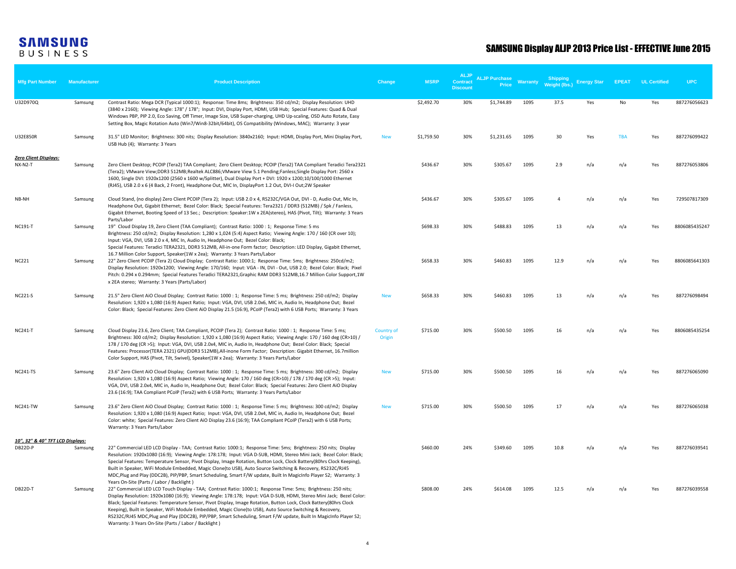# SAMSUNG Display ALJP 2013 Price List - EFFECTIVE June 2015

| Mfg Part Number | Manufacturer | Product Description | Change | MSRP | ALJP Contract Discount | ALJP Purchase Price | Warranty | Shipping Weight (lbs.) | Energy Star | EPEAT | UL Certified | UPC |
|---|---|---|---|---|---|---|---|---|---|---|---|---|
| U32D970Q | Samsung | Contrast Ratio: Mega DCR (Typical 1000:1); Response: Time 8ms; Brightness: 350 cd/m2; Display Resolution: UHD (3840 x 2160); Viewing Angle: 178° / 178°; Input: DVI, Display Port, HDMI, USB Hub; Special Features: Quad & Dual Windows PBP, PIP 2.0, Eco Saving, Off Timer, Image Size, USB Super-charging, UHD Up-scaling, OSD Auto Rotate, Easy Setting Box, Magic Rotation Auto (Win7/Win8-32bit/64bit), OS Compatibility (Windows, MAC); Warranty: 3 year | | $2,492.70 | 30% | $1,744.89 | 1095 | 37.5 | Yes | No | Yes | 887276056623 |
| U32E850R | Samsung | 31.5" LED Monitor; Brightness: 300 nits; Display Resolution: 3840x2160; Input: HDMI, Display Port, Mini Display Port, USB Hub (4); Warranty: 3 Years | New | $1,759.50 | 30% | $1,231.65 | 1095 | 30 | Yes | TBA | Yes | 887276099422 |
| ***Zero Client DIsplays:*** | | | | | | | | | | | | |
| NX-N2-T | Samsung | Zero Client Desktop; PCOIP (Tera2) TAA Compliant; Zero Client Desktop; PCOIP (Tera2) TAA Compliant Teradici Tera2321 (Tera2); VMware View;DDR3 512MB;Realtek ALC886;VMware View 5.1 Pending;Fanless;Single Display Port: 2560 x 1600, Single DVI: 1920x1200 (2560 x 1600 w/Splitter), Dual Display Port + DVI: 1920 x 1200;10/100/1000 Ethernet (RJ45), USB 2.0 x 6 (4 Back, 2 Front), Headphone Out, MIC In, DisplayPort 1.2 Out, DVI-I Out;2W Speaker | | $436.67 | 30% | $305.67 | 1095 | 2.9 | n/a | n/a | Yes | 887276053806 |
| NB-NH | Samsung | Cloud Stand, (no display) Zero Client PCOIP (Tera 2); Input: USB 2.0 x 4, RS232C/VGA Out, DVI - D, Audio Out, Mic In, Headphone Out, Gigabit Ethernet; Bezel Color: Black; Special Features: Tera2321 / DDR3 (512MB) / Spk / Fanless, Gigabit Ethernet, Booting Speed of 13 Sec.; Description: Speaker:1W x 2EA(stereo), HAS (Pivot, Tilt); Warranty: 3 Years Parts/Labor | | $436.67 | 30% | $305.67 | 1095 | 4 | n/a | n/a | Yes | 729507817309 |
| NC191-T | Samsung | 19" Cloud Display 19, Zero Client (TAA Compliant); Contrast Ratio: 1000 : 1; Response Time: 5 ms Brightness: 250 cd/m2; Display Resolution: 1,280 x 1,024 (5:4) Aspect Ratio; Viewing Angle: 170 / 160 (CR over 10); Input: VGA, DVI, USB 2.0 x 4, MIC In, Audio In, Headphone Out; Bezel Color: Black; Special Features: Teradici TERA2321, DDR3 512MB, All-in-one Form factor; Description: LED Display, Gigabit Ethernet, 16.7 Million Color Support, Speaker(1W x 2ea); Warranty: 3 Years Parts/Labor | | $698.33 | 30% | $488.83 | 1095 | 13 | n/a | n/a | Yes | 8806085435247 |
| NC221 | Samsung | 22" Zero Client PCOIP (Tera 2) Cloud Display; Contrast Ratio: 1000:1; Response Time: 5ms; Brightness: 250cd/m2; Display Resolution: 1920x1200; Viewing Angle: 170/160; Input: VGA - IN, DVI - Out, USB 2.0; Bezel Color: Black; Pixel Pitch: 0.294 x 0.294mm; Special Features Teradici TERA2321,Graphic RAM DDR3 512MB,16.7 Million Color Support,1W x 2EA stereo; Warranty: 3 Years (Parts/Labor) | | $658.33 | 30% | $460.83 | 1095 | 12.9 | n/a | n/a | Yes | 8806085641303 |
| NC221-S | Samsung | 21.5" Zero Client AiO Cloud Display; Contrast Ratio: 1000 : 1; Response Time: 5 ms; Brightness: 250 cd/m2; Display Resolution: 1,920 x 1,080 (16:9) Aspect Ratio; Input: VGA, DVI, USB 2.0x6, MIC in, Audio In, Headphone Out; Bezel Color: Black; Special Features: Zero Client AiO Display 21.5 (16:9), PCoIP (Tera2) with 6 USB Ports; Warranty: 3 Years | New | $658.33 | 30% | $460.83 | 1095 | 13 | n/a | n/a | Yes | 887276098494 |
| NC241-T | Samsung | Cloud Display 23.6, Zero Client; TAA Compliant, PCOIP (Tera 2); Contrast Ratio: 1000 : 1; Response Time: 5 ms; Brightness: 300 cd/m2; Display Resolution: 1,920 x 1,080 (16:9) Aspect Ratio; Viewing Angle: 170 / 160 deg (CR>10) / 178 / 170 deg (CR >5); Input: VGA, DVI, USB 2.0x4, MIC in, Audio In, Headphone Out; Bezel Color: Black; Special Features: Processor(TERA 2321) GPU(DDR3 512MB),All-inone Form factor; Description: Gigabit Ethernet, 16.7million Color Support, HAS (Pivot, Tilt, Swivel), Speaker(1W x 2ea); Warranty: 3 Years Parts/Labor | Country of Origin | $715.00 | 30% | $500.50 | 1095 | 16 | n/a | n/a | Yes | 8806085435254 |
| NC241-TS | Samsung | 23.6" Zero Client AiO Cloud Display; Contrast Ratio: 1000 : 1; Response Time: 5 ms; Brightness: 300 cd/m2; Display Resolution: 1,920 x 1,080 (16:9) Aspect Ratio; Viewing Angle: 170 / 160 deg (CR>10) / 178 / 170 deg (CR >5); Input: VGA, DVI, USB 2.0x4, MIC in, Audio In, Headphone Out; Bezel Color: Black; Special Features: Zero Client AiO Display 23.6 (16:9); TAA Compliant PCoIP (Tera2) with 6 USB Ports; Warranty: 3 Years Parts/Labor | New | $715.00 | 30% | $500.50 | 1095 | 16 | n/a | n/a | Yes | 887276065090 |
| NC241-TW | Samsung | 23.6" Zero Client AiO Cloud Display; Contrast Ratio: 1000 : 1; Response Time: 5 ms; Brightness: 300 cd/m2; Display Resolution: 1,920 x 1,080 (16:9) Aspect Ratio; Input: VGA, DVI, USB 2.0x4, MIC in, Audio In, Headphone Out; Bezel Color: white; Special Features: Zero Client AiO Display 23.6 (16:9); TAA Compliant PCoIP (Tera2) with 6 USB Ports; Warranty: 3 Years Parts/Labor | New | $715.00 | 30% | $500.50 | 1095 | 17 | n/a | n/a | Yes | 887276065038 |
| ***10", 32" & 40" TFT LCD Displays:*** | | | | | | | | | | | | |
| DB22D-P | Samsung | 22" Commercial LED LCD Display - TAA; Contrast Ratio: 1000:1; Response Time: 5ms; Brightness: 250 nits; Display Resolution: 1920x1080 (16:9); Viewing Angle: 178:178; Input: VGA D-SUB, HDMI, Stereo Mini Jack; Bezel Color: Black; Special Features: Temperature Sensor, Pivot Display, Image Rotation, Button Lock, Clock Battery(80hrs Clock Keeping), Built in Speaker, WiFi Module Embedded, Magic Clone(to USB), Auto Source Switching & Recovery, RS232C/RJ45 MDC,Plug and Play (DDC2B), PIP/PBP, Smart Scheduling, Smart F/W update, Built In MagicInfo Player S2; Warranty: 3 Years On-Site (Parts / Labor / Backlight ) | | $460.00 | 24% | $349.60 | 1095 | 10.8 | n/a | n/a | Yes | 887276039541 |
| DB22D-T | Samsung | 22" Commercial LED LCD Touch Display - TAA; Contrast Ratio: 1000:1; Response Time: 5ms; Brightness: 250 nits; Display Resolution: 1920x1080 (16:9); Viewing Angle: 178:178; Input: VGA D-SUB, HDMI, Stereo Mini Jack; Bezel Color: Black; Special Features: Temperature Sensor, Pivot Display, Image Rotation, Button Lock, Clock Battery(80hrs Clock Keeping), Built in Speaker, WiFi Module Embedded, Magic Clone(to USB), Auto Source Switching & Recovery, RS232C/RJ45 MDC,Plug and Play (DDC2B), PIP/PBP, Smart Scheduling, Smart F/W update, Built In MagicInfo Player S2; Warranty: 3 Years On-Site (Parts / Labor / Backlight ) | | $808.00 | 24% | $614.08 | 1095 | 12.5 | n/a | n/a | Yes | 887276039558 |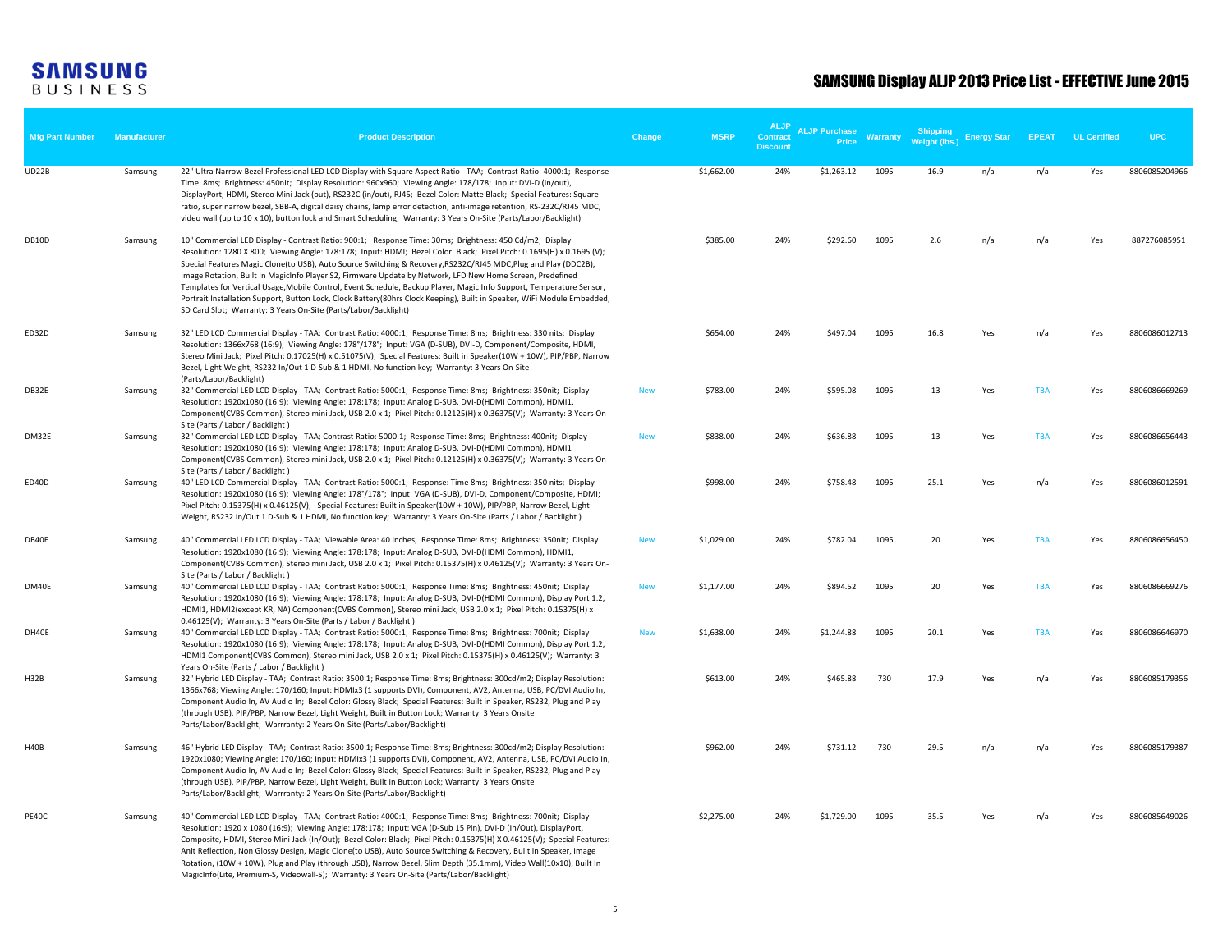# SAMSUNG Display ALJP 2013 Price List - EFFECTIVE June 2015

| Mfg Part Number | Manufacturer | Product Description | Change | MSRP | ALJP Contract Discount | ALJP Purchase Price | Warranty | Shipping Weight (lbs.) | Energy Star | EPEAT | UL Certified | UPC |
|---|---|---|---|---|---|---|---|---|---|---|---|---|
| UD22B | Samsung | 22" Ultra Narrow Bezel Professional LED LCD Display with Square Aspect Ratio - TAA; Contrast Ratio: 4000:1; Response Time: 8ms; Brightness: 450nit; Display Resolution: 960x960; Viewing Angle: 178/178; Input: DVI-D (in/out), DisplayPort, HDMI, Stereo Mini Jack (out), RS232C (in/out), RJ45; Bezel Color: Matte Black; Special Features: Square ratio, super narrow bezel, SBB-A, digital daisy chains, lamp error detection, anti-image retention, RS-232C/RJ45 MDC, video wall (up to 10 x 10), button lock and Smart Scheduling; Warranty: 3 Years On-Site (Parts/Labor/Backlight) | | $1,662.00 | 24% | $1,263.12 | 1095 | 16.9 | n/a | n/a | Yes | 8806085204966 |
| DB10D | Samsung | 10" Commercial LED Display - Contrast Ratio: 900:1; Response Time: 30ms; Brightness: 450 Cd/m2; Display Resolution: 1280 X 800; Viewing Angle: 178:178; Input: HDMI; Bezel Color: Black; Pixel Pitch: 0.1695(H) x 0.1695 (V); Special Features Magic Clone(to USB), Auto Source Switching & Recovery,RS232C/RJ45 MDC,Plug and Play (DDC2B), Image Rotation, Built In MagicInfo Player S2, Firmware Update by Network, LFD New Home Screen, Predefined Templates for Vertical Usage,Mobile Control, Event Schedule, Backup Player, Magic Info Support, Temperature Sensor, Portrait Installation Support, Button Lock, Clock Battery(80hrs Clock Keeping), Built in Speaker, WiFi Module Embedded, SD Card Slot; Warranty: 3 Years On-Site (Parts/Labor/Backlight) | | $385.00 | 24% | $292.60 | 1095 | 2.6 | n/a | n/a | Yes | 887276085951 |
| ED32D | Samsung | 32" LED LCD Commercial Display - TAA; Contrast Ratio: 4000:1; Response Time: 8ms; Brightness: 330 nits; Display Resolution: 1366x768 (16:9); Viewing Angle: 178°/178°; Input: VGA (D-SUB), DVI-D, Component/Composite, HDMI, Stereo Mini Jack; Pixel Pitch: 0.17025(H) x 0.51075(V); Special Features: Built in Speaker(10W + 10W), PIP/PBP, Narrow Bezel, Light Weight, RS232 In/Out 1 D-Sub & 1 HDMI, No function key; Warranty: 3 Years On-Site (Parts/Labor/Backlight) | | $654.00 | 24% | $497.04 | 1095 | 16.8 | Yes | n/a | Yes | 8806086012713 |
| DB32E | Samsung | 32" Commercial LED LCD Display - TAA; Contrast Ratio: 5000:1; Response Time: 8ms; Brightness: 350nit; Display Resolution: 1920x1080 (16:9); Viewing Angle: 178:178; Input: Analog D-SUB, DVI-D(HDMI Common), HDMI1, Component(CVBS Common), Stereo mini Jack, USB 2.0 x 1; Pixel Pitch: 0.12125(H) x 0.36375(V); Warranty: 3 Years On-Site (Parts / Labor / Backlight ) | New | $783.00 | 24% | $595.08 | 1095 | 13 | Yes | TBA | Yes | 8806086669269 |
| DM32E | Samsung | 32" Commercial LED LCD Display - TAA; Contrast Ratio: 5000:1; Response Time: 8ms; Brightness: 400nit; Display Resolution: 1920x1080 (16:9); Viewing Angle: 178:178; Input: Analog D-SUB, DVI-D(HDMI Common), HDMI1 Component(CVBS Common), Stereo mini Jack, USB 2.0 x 1; Pixel Pitch: 0.12125(H) x 0.36375(V); Warranty: 3 Years On-Site (Parts / Labor / Backlight ) | New | $838.00 | 24% | $636.88 | 1095 | 13 | Yes | TBA | Yes | 8806086656443 |
| ED40D | Samsung | 40" LED LCD Commercial Display - TAA; Contrast Ratio: 5000:1; Response: Time 8ms; Brightness: 350 nits; Display Resolution: 1920x1080 (16:9); Viewing Angle: 178°/178°; Input: VGA (D-SUB), DVI-D, Component/Composite, HDMI; Pixel Pitch: 0.15375(H) x 0.46125(V); Special Features: Built in Speaker(10W + 10W), PIP/PBP, Narrow Bezel, Light Weight, RS232 In/Out 1 D-Sub & 1 HDMI, No function key; Warranty: 3 Years On-Site (Parts / Labor / Backlight ) | | $998.00 | 24% | $758.48 | 1095 | 25.1 | Yes | n/a | Yes | 8806086012591 |
| DB40E | Samsung | 40" Commercial LED LCD Display - TAA; Viewable Area: 40 inches; Response Time: 8ms; Brightness: 350nit; Display Resolution: 1920x1080 (16:9); Viewing Angle: 178:178; Input: Analog D-SUB, DVI-D(HDMI Common), HDMI1, Component(CVBS Common), Stereo mini Jack, USB 2.0 x 1; Pixel Pitch: 0.15375(H) x 0.46125(V); Warranty: 3 Years On-Site (Parts / Labor / Backlight ) | New | $1,029.00 | 24% | $782.04 | 1095 | 20 | Yes | TBA | Yes | 8806086656450 |
| DM40E | Samsung | 40" Commercial LED LCD Display - TAA; Contrast Ratio: 5000:1; Response Time: 8ms; Brightness: 450nit; Display Resolution: 1920x1080 (16:9); Viewing Angle: 178:178; Input: Analog D-SUB, DVI-D(HDMI Common), Display Port 1.2, HDMI1, HDMI2(except KR, NA) Component(CVBS Common), Stereo mini Jack, USB 2.0 x 1; Pixel Pitch: 0.15375(H) x 0.46125(V); Warranty: 3 Years On-Site (Parts / Labor / Backlight ) | New | $1,177.00 | 24% | $894.52 | 1095 | 20 | Yes | TBA | Yes | 8806086669276 |
| DH40E | Samsung | 40" Commercial LED LCD Display - TAA; Contrast Ratio: 5000:1; Response Time: 8ms; Brightness: 700nit; Display Resolution: 1920x1080 (16:9); Viewing Angle: 178:178; Input: Analog D-SUB, DVI-D(HDMI Common), Display Port 1.2, HDMI1 Component(CVBS Common), Stereo mini Jack, USB 2.0 x 1; Pixel Pitch: 0.15375(H) x 0.46125(V); Warranty: 3 Years On-Site (Parts / Labor / Backlight ) | New | $1,638.00 | 24% | $1,244.88 | 1095 | 20.1 | Yes | TBA | Yes | 8806086646970 |
| H32B | Samsung | 32" Hybrid LED Display - TAA; Contrast Ratio: 3500:1; Response Time: 8ms; Brightness: 300cd/m2; Display Resolution: 1366x768; Viewing Angle: 170/160; Input: HDMIx3 (1 supports DVI), Component, AV2, Antenna, USB, PC/DVI Audio In, Component Audio In, AV Audio In; Bezel Color: Glossy Black; Special Features: Built in Speaker, RS232, Plug and Play (through USB), PIP/PBP, Narrow Bezel, Light Weight, Built in Button Lock; Warranty: 3 Years Onsite Parts/Labor/Backlight; Warrranty: 2 Years On-Site (Parts/Labor/Backlight) | | $613.00 | 24% | $465.88 | 730 | 17.9 | Yes | n/a | Yes | 8806085179356 |
| H40B | Samsung | 46" Hybrid LED Display - TAA; Contrast Ratio: 3500:1; Response Time: 8ms; Brightness: 300cd/m2; Display Resolution: 1920x1080; Viewing Angle: 170/160; Input: HDMIx3 (1 supports DVI), Component, AV2, Antenna, USB, PC/DVI Audio In, Component Audio In, AV Audio In; Bezel Color: Glossy Black; Special Features: Built in Speaker, RS232, Plug and Play (through USB), PIP/PBP, Narrow Bezel, Light Weight, Built in Button Lock; Warranty: 3 Years Onsite Parts/Labor/Backlight; Warrranty: 2 Years On-Site (Parts/Labor/Backlight) | | $962.00 | 24% | $731.12 | 730 | 29.5 | n/a | n/a | Yes | 8806085179387 |
| PE40C | Samsung | 40" Commercial LED LCD Display - TAA; Contrast Ratio: 4000:1; Response Time: 8ms; Brightness: 700nit; Display Resolution: 1920 x 1080 (16:9); Viewing Angle: 178:178; Input: VGA (D-Sub 15 Pin), DVI-D (In/Out), DisplayPort, Composite, HDMI, Stereo Mini Jack (In/Out); Bezel Color: Black; Pixel Pitch: 0.15375(H) X 0.46125(V); Special Features: Anit Reflection, Non Glossy Design, Magic Clone(to USB), Auto Source Switching & Recovery, Built in Speaker, Image Rotation, (10W + 10W), Plug and Play (through USB), Narrow Bezel, Slim Depth (35.1mm), Video Wall(10x10), Built In MagicInfo(Lite, Premium-S, Videowall-S); Warranty: 3 Years On-Site (Parts/Labor/Backlight) | | $2,275.00 | 24% | $1,729.00 | 1095 | 35.5 | Yes | n/a | Yes | 8806085649026 |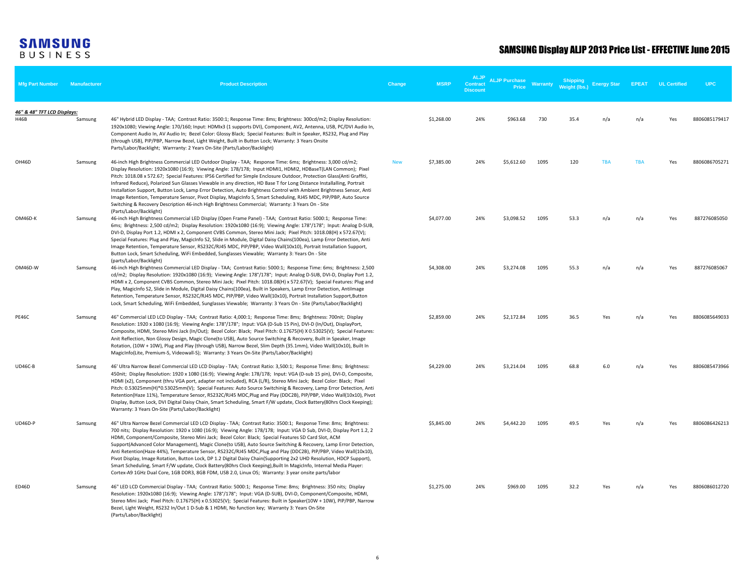# SAMSUNG Display ALJP 2013 Price List - EFFECTIVE June 2015

| Mfg Part Number | Manufacturer | Product Description | Change | MSRP | ALJP Contract Discount | ALJP Purchase Price | Warranty | Shipping Weight (lbs.) | Energy Star | EPEAT | UL Certified | UPC |
|---|---|---|---|---|---|---|---|---|---|---|---|---|
| ***46" & 48" TFT LCD Displays:*** | | | | | | | | | | | | |
| H46B | Samsung | 46" Hybrid LED Display - TAA; Contrast Ratio: 3500:1; Response Time: 8ms; Brightness: 300cd/m2; Display Resolution: 1920x1080; Viewing Angle: 170/160; Input: HDMIx3 (1 supports DVI), Component, AV2, Antenna, USB, PC/DVI Audio In, Component Audio In, AV Audio In; Bezel Color: Glossy Black; Special Features: Built in Speaker, RS232, Plug and Play (through USB), PIP/PBP, Narrow Bezel, Light Weight, Built in Button Lock; Warranty: 3 Years Onsite Parts/Labor/Backlight; Warrranty: 2 Years On-Site (Parts/Labor/Backlight) | | $1,268.00 | 24% | $963.68 | 730 | 35.4 | n/a | n/a | Yes | 8806085179417 |
| OH46D | Samsung | 46-inch High Brightness Commercial LED Outdoor Display - TAA; Response Time: 6ms; Brightness: 3,000 cd/m2; Display Resolution: 1920x1080 (16:9); Viewing Angle: 178/178; Input HDMI1, HDMI2, HDBaseT(LAN Common); Pixel Pitch: 1018.08 x 572.67; Special Features: IP56 Certified for Simple Enclosure Outdoor, Protection Glass(Anti Graffiti, Infrared Reduce), Polarized Sun Glasses Viewable in any direction, HD Base T for Long Distance Installalling, Portrait Installation Support, Button Lock, Lamp Error Detection, Auto Brightness Control with Ambient Brightness Sensor, Anti Image Retention, Temperature Sensor, Pivot Display, MagicInfo S, Smart Scheduling, RJ45 MDC, PIP/PBP, Auto Source Switching & Recovery Description 46-inch High Brightness Commercial; Warranty: 3 Years On - Site (Parts/Labor/Backlight) | New | $7,385.00 | 24% | $5,612.60 | 1095 | 120 | TBA | TBA | Yes | 8806086705271 |
| OM46D-K | Samsung | 46-inch High Brightness Commercial LED Display (Open Frame Panel) - TAA; Contrast Ratio: 5000:1; Response Time: 6ms; Brightness: 2,500 cd/m2; Display Resolution: 1920x1080 (16:9); Viewing Angle: 178°/178°; Input: Analog D-SUB, DVI-D, Display Port 1.2, HDMI x 2, Component CVBS Common, Stereo Mini Jack; Pixel Pitch: 1018.08(H) x 572.67(V); Special Features: Plug and Play, MagicInfo S2, Slide in Module, Digital Daisy Chains(100ea), Lamp Error Detection, Anti Image Retention, Temperature Sensor, RS232C/RJ45 MDC, PIP/PBP, Video Wall(10x10), Portrait Installation Support, Button Lock, Smart Scheduling, WiFi Embedded, Sunglasses Viewable; Warranty 3: Years On - Site (parts/Labor/Backlight) | | $4,077.00 | 24% | $3,098.52 | 1095 | 53.3 | n/a | n/a | Yes | 887276085050 |
| OM46D-W | Samsung | 46-inch High Brightness Commercial LED Display - TAA; Contrast Ratio: 5000:1; Response Time: 6ms; Brightness: 2,500 cd/m2; Display Resolution: 1920x1080 (16:9); Viewing Angle: 178°/178°; Input: Analog D-SUB, DVI-D, Display Port 1.2, HDMI x 2, Component CVBS Common, Stereo Mini Jack; Pixel Pitch: 1018.08(H) x 572.67(V); Special Features: Plug and Play, MagicInfo S2, Slide in Module, Digital Daisy Chains(100ea), Built in Speakers, Lamp Error Detection, AntiImage Retention, Temperature Sensor, RS232C/RJ45 MDC, PIP/PBP, Video Wall(10x10), Portrait Installation Support,Button Lock, Smart Scheduling, WiFi Embedded, Sunglasses Viewable; Warranty: 3 Years On - Site (Parts/Labor/Backlight) | | $4,308.00 | 24% | $3,274.08 | 1095 | 55.3 | n/a | n/a | Yes | 887276085067 |
| PE46C | Samsung | 46" Commercial LED LCD Display - TAA; Contrast Ratio: 4,000:1; Response Time: 8ms; Brightness: 700nit; Display Resolution: 1920 x 1080 (16:9); Viewing Angle: 178°/178°; Input: VGA (D-Sub 15 Pin), DVI-D (In/Out), DisplayPort, Composite, HDMI, Stereo Mini Jack (In/Out); Bezel Color: Black; Pixel Pitch: 0.17675(H) X 0.53025(V); Special Features: Anit Reflection, Non Glossy Design, Magic Clone(to USB), Auto Source Switching & Recovery, Built in Speaker, Image Rotation, (10W + 10W), Plug and Play (through USB), Narrow Bezel, Slim Depth (35.1mm), Video Wall(10x10), Built In MagicInfo(Lite, Premium-S, Videowall-S); Warranty: 3 Years On-Site (Parts/Labor/Backlight) | | $2,859.00 | 24% | $2,172.84 | 1095 | 36.5 | Yes | n/a | Yes | 8806085649033 |
| UD46C-B | Samsung | 46' Ultra Narrow Bezel Commercial LED LCD Display - TAA; Contrast Ratio: 3,500:1; Response Time: 8ms; Brightness: 450nit; Display Resolution: 1920 x 1080 (16:9); Viewing Angle: 178/178; Input: VGA (D-sub 15 pin), DVI-D, Composite, HDMI (x2), Component (thru VGA port, adapter not included), RCA (L/R), Stereo Mini Jack; Bezel Color: Black; Pixel Pitch: 0.53025mm(H)*0.53025mm(V); Special Features: Auto Source Switchinig & Recovery, Lamp Error Detection, Anti Retention(Haze 11%), Temperature Sensor, RS232C/RJ45 MDC,Plug and Play (DDC2B), PIP/PBP, Video Wall(10x10), Pivot Display, Button Lock, DVI Digital Daisy Chain, Smart Scheduling, Smart F/W update, Clock Battery(80hrs Clock Keeping); Warranty: 3 Years On-Site (Parts/Labor/Backlight) | | $4,229.00 | 24% | $3,214.04 | 1095 | 68.8 | 6.0 | n/a | Yes | 8806085473966 |
| UD46D-P | Samsung | 46" Ultra Narrow Bezel Commercial LED LCD Display - TAA; Contrast Ratio: 3500:1; Response Time: 8ms; Brightness: 700 nits; Display Resolution: 1920 x 1080 (16:9); Viewing Angle: 178/178; Input: VGA D Sub, DVI-D, Display Port 1.2, 2 HDMI, Component/Composite, Stereo Mini Jack; Bezel Color: Black; Special Features SD Card Slot, ACM Support(Advanced Color Management), Magic Clone(to USB), Auto Source Switching & Recovery, Lamp Error Detection, Anti Retention(Haze 44%), Temperature Sensor, RS232C/RJ45 MDC,Plug and Play (DDC2B), PIP/PBP, Video Wall(10x10), Pivot Display, Image Rotation, Button Lock, DP 1.2 Digital Daisy Chain(Supporting 2x2 UHD Resolution, HDCP Support), Smart Scheduling, Smart F/W update, Clock Battery(80hrs Clock Keeping),Built In MagicInfo, Internal Media Player: Cortex-A9 1GHz Dual Core, 1GB DDR3, 8GB FDM, USB 2.0, Linux OS; Warranty: 3 year onsite parts/labor | | $5,845.00 | 24% | $4,442.20 | 1095 | 49.5 | Yes | n/a | Yes | 8806086426213 |
| ED46D | Samsung | 46" LED LCD Commercial Display - TAA; Contrast Ratio: 5000:1; Response Time: 8ms; Brightness: 350 nits; Display Resolution: 1920x1080 (16:9); Viewing Angle: 178°/178°; Input: VGA (D-SUB), DVI-D, Component/Composite, HDMI, Stereo Mini Jack; Pixel Pitch: 0.17675(H) x 0.53025(V); Special Features: Built in Speaker(10W + 10W), PIP/PBP, Narrow Bezel, Light Weight, RS232 In/Out 1 D-Sub & 1 HDMI, No function key; Warranty 3: Years On-Site (Parts/Labor/Backlight) | | $1,275.00 | 24% | $969.00 | 1095 | 32.2 | Yes | n/a | Yes | 8806086012720 |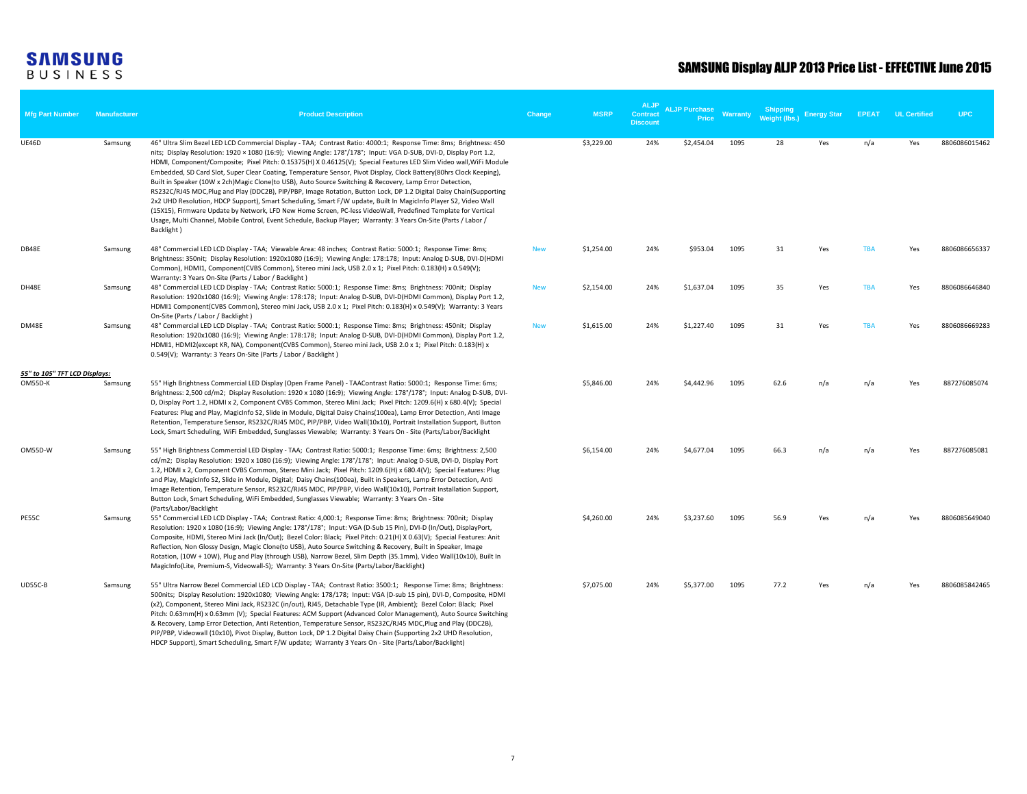# SAMSUNG Display ALJP 2013 Price List - EFFECTIVE June 2015

| Mfg Part Number | Manufacturer | Product Description | Change | MSRP | ALJP Contract Discount | ALJP Purchase Price | Warranty | Shipping Weight (lbs.) | Energy Star | EPEAT | UL Certified | UPC |
|---|---|---|---|---|---|---|---|---|---|---|---|---|
| UE46D | Samsung | 46" Ultra Slim Bezel LED LCD Commercial Display - TAA; Contrast Ratio: 4000:1; Response Time: 8ms; Brightness: 450 nits; Display Resolution: 1920 × 1080 (16:9); Viewing Angle: 178°/178°; Input: VGA D-SUB, DVI-D, Display Port 1.2, HDMI, Component/Composite; Pixel Pitch: 0.15375(H) X 0.46125(V); Special Features LED Slim Video wall,WiFi Module Embedded, SD Card Slot, Super Clear Coating, Temperature Sensor, Pivot Display, Clock Battery(80hrs Clock Keeping), Built in Speaker (10W x 2ch)Magic Clone(to USB), Auto Source Switching & Recovery, Lamp Error Detection, RS232C/RJ45 MDC,Plug and Play (DDC2B), PIP/PBP, Image Rotation, Button Lock, DP 1.2 Digital Daisy Chain(Supporting 2x2 UHD Resolution, HDCP Support), Smart Scheduling, Smart F/W update, Built In MagicInfo Player S2, Video Wall (15X15), Firmware Update by Network, LFD New Home Screen, PC-less VideoWall, Predefined Template for Vertical Usage, Multi Channel, Mobile Control, Event Schedule, Backup Player; Warranty: 3 Years On-Site (Parts / Labor / Backlight ) | | $3,229.00 | 24% | $2,454.04 | 1095 | 28 | Yes | n/a | Yes | 8806086015462 |
| DB48E | Samsung | 48" Commercial LED LCD Display - TAA; Viewable Area: 48 inches; Contrast Ratio: 5000:1; Response Time: 8ms; Brightness: 350nit; Display Resolution: 1920x1080 (16:9); Viewing Angle: 178:178; Input: Analog D-SUB, DVI-D(HDMI Common), HDMI1, Component(CVBS Common), Stereo mini Jack, USB 2.0 x 1; Pixel Pitch: 0.183(H) x 0.549(V); Warranty: 3 Years On-Site (Parts / Labor / Backlight ) | New | $1,254.00 | 24% | $953.04 | 1095 | 31 | Yes | TBA | Yes | 8806086656337 |
| DH48E | Samsung | 48" Commercial LED LCD Display - TAA; Contrast Ratio: 5000:1; Response Time: 8ms; Brightness: 700nit; Display Resolution: 1920x1080 (16:9); Viewing Angle: 178:178; Input: Analog D-SUB, DVI-D(HDMI Common), Display Port 1.2, HDMI1 Component(CVBS Common), Stereo mini Jack, USB 2.0 x 1; Pixel Pitch: 0.183(H) x 0.549(V); Warranty: 3 Years On-Site (Parts / Labor / Backlight ) | New | $2,154.00 | 24% | $1,637.04 | 1095 | 35 | Yes | TBA | Yes | 8806086646840 |
| DM48E | Samsung | 48" Commercial LED LCD Display - TAA; Contrast Ratio: 5000:1; Response Time: 8ms; Brightness: 450nit; Display Resolution: 1920x1080 (16:9); Viewing Angle: 178:178; Input: Analog D-SUB, DVI-D(HDMI Common), Display Port 1.2, HDMI1, HDMI2(except KR, NA), Component(CVBS Common), Stereo mini Jack, USB 2.0 x 1; Pixel Pitch: 0.183(H) x 0.549(V); Warranty: 3 Years On-Site (Parts / Labor / Backlight ) | New | $1,615.00 | 24% | $1,227.40 | 1095 | 31 | Yes | TBA | Yes | 8806086669283 |
| ***55" to 105" TFT LCD Displays:*** | | | | | | | | | | | | |
| OM55D-K | Samsung | 55" High Brightness Commercial LED Display (Open Frame Panel) - TAAContrast Ratio: 5000:1; Response Time: 6ms; Brightness: 2,500 cd/m2; Display Resolution: 1920 x 1080 (16:9); Viewing Angle: 178°/178°; Input: Analog D-SUB, DVI-D, Display Port 1.2, HDMI x 2, Component CVBS Common, Stereo Mini Jack; Pixel Pitch: 1209.6(H) x 680.4(V); Special Features: Plug and Play, MagicInfo S2, Slide in Module, Digital Daisy Chains(100ea), Lamp Error Detection, Anti Image Retention, Temperature Sensor, RS232C/RJ45 MDC, PIP/PBP, Video Wall(10x10), Portrait Installation Support, Button Lock, Smart Scheduling, WiFi Embedded, Sunglasses Viewable; Warranty: 3 Years On - Site (Parts/Labor/Backlight | | $5,846.00 | 24% | $4,442.96 | 1095 | 62.6 | n/a | n/a | Yes | 887276085074 |
| OM55D-W | Samsung | 55" High Brightness Commercial LED Display - TAA; Contrast Ratio: 5000:1; Response Time: 6ms; Brightness: 2,500 cd/m2; Display Resolution: 1920 x 1080 (16:9); Viewing Angle: 178°/178°; Input: Analog D-SUB, DVI-D, Display Port 1.2, HDMI x 2, Component CVBS Common, Stereo Mini Jack; Pixel Pitch: 1209.6(H) x 680.4(V); Special Features: Plug and Play, MagicInfo S2, Slide in Module, Digital; Daisy Chains(100ea), Built in Speakers, Lamp Error Detection, Anti Image Retention, Temperature Sensor, RS232C/RJ45 MDC, PIP/PBP, Video Wall(10x10), Portrait Installation Support, Button Lock, Smart Scheduling, WiFi Embedded, Sunglasses Viewable; Warranty: 3 Years On - Site (Parts/Labor/Backlight | | $6,154.00 | 24% | $4,677.04 | 1095 | 66.3 | n/a | n/a | Yes | 887276085081 |
| PE55C | Samsung | 55" Commercial LED LCD Display - TAA; Contrast Ratio: 4,000:1; Response Time: 8ms; Brightness: 700nit; Display Resolution: 1920 x 1080 (16:9); Viewing Angle: 178°/178°; Input: VGA (D-Sub 15 Pin), DVI-D (In/Out), DisplayPort, Composite, HDMI, Stereo Mini Jack (In/Out); Bezel Color: Black; Pixel Pitch: 0.21(H) X 0.63(V); Special Features: Anit Reflection, Non Glossy Design, Magic Clone(to USB), Auto Source Switching & Recovery, Built in Speaker, Image Rotation, (10W + 10W), Plug and Play (through USB), Narrow Bezel, Slim Depth (35.1mm), Video Wall(10x10), Built In MagicInfo(Lite, Premium-S, Videowall-S); Warranty: 3 Years On-Site (Parts/Labor/Backlight) | | $4,260.00 | 24% | $3,237.60 | 1095 | 56.9 | Yes | n/a | Yes | 8806085649040 |
| UD55C-B | Samsung | 55" Ultra Narrow Bezel Commercial LED LCD Display - TAA; Contrast Ratio: 3500:1; Response Time: 8ms; Brightness: 500nits; Display Resolution: 1920x1080; Viewing Angle: 178/178; Input: VGA (D-sub 15 pin), DVI-D, Composite, HDMI (x2), Component, Stereo Mini Jack, RS232C (in/out), RJ45, Detachable Type (IR, Ambient); Bezel Color: Black; Pixel Pitch: 0.63mm(H) x 0.63mm (V); Special Features: ACM Support (Advanced Color Management), Auto Source Switching & Recovery, Lamp Error Detection, Anti Retention, Temperature Sensor, RS232C/RJ45 MDC,Plug and Play (DDC2B), PIP/PBP, Videowall (10x10), Pivot Display, Button Lock, DP 1.2 Digital Daisy Chain (Supporting 2x2 UHD Resolution, HDCP Support), Smart Scheduling, Smart F/W update; Warranty 3 Years On - Site (Parts/Labor/Backlight) | | $7,075.00 | 24% | $5,377.00 | 1095 | 77.2 | Yes | n/a | Yes | 8806085842465 |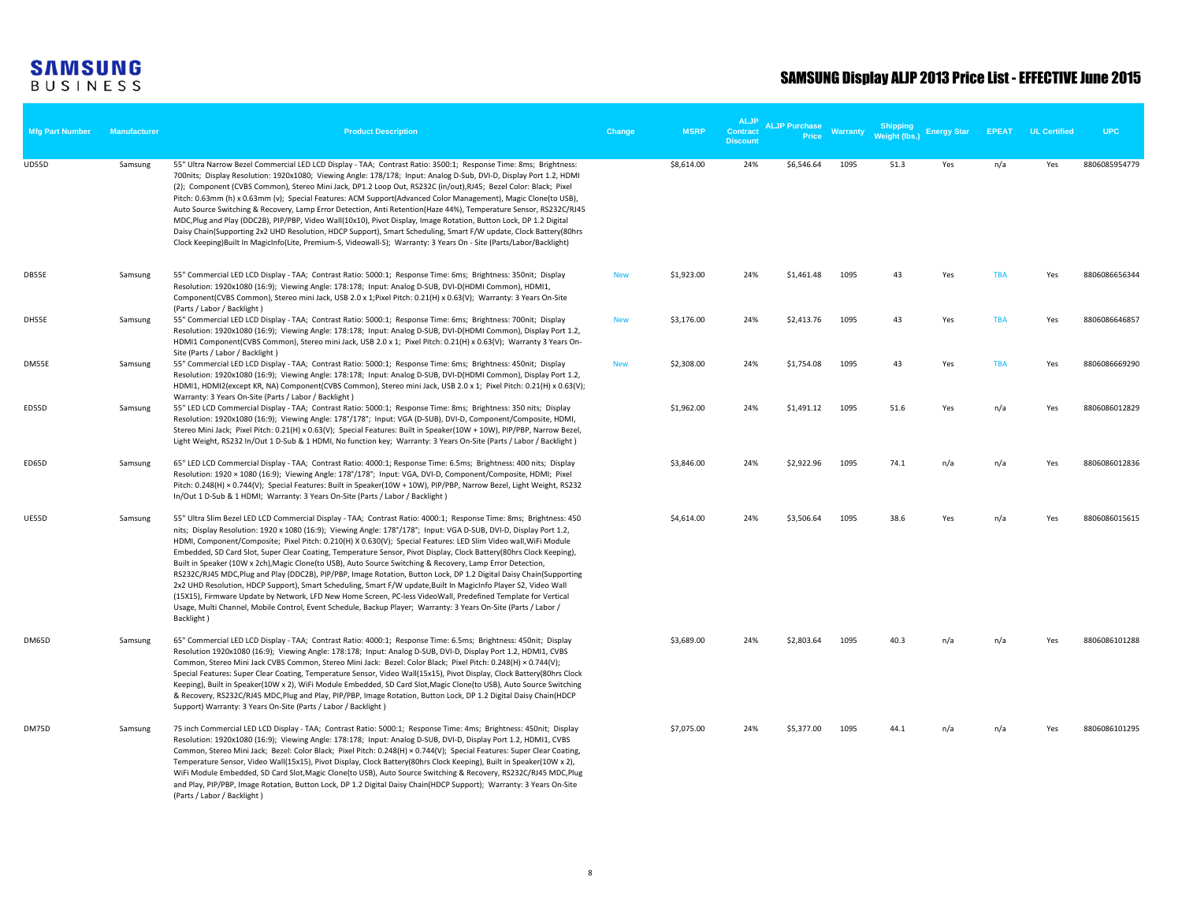SAMSUNG BUSINESS

# SAMSUNG Display ALJP 2013 Price List - EFFECTIVE June 2015

| Mfg Part Number | Manufacturer | Product Description | Change | MSRP | ALJP Contract Discount | ALJP Purchase Price | Warranty | Shipping Weight (lbs.) | Energy Star | EPEAT | UL Certified | UPC |
|---|---|---|---|---|---|---|---|---|---|---|---|---|
| UD55D | Samsung | 55" Ultra Narrow Bezel Commercial LED LCD Display - TAA; Contrast Ratio: 3500:1; Response Time: 8ms; Brightness: 700nits; Display Resolution: 1920x1080; Viewing Angle: 178/178; Input: Analog D-Sub, DVI-D, Display Port 1.2, HDMI (2); Component (CVBS Common), Stereo Mini Jack, DP1.2 Loop Out, RS232C (in/out),RJ45; Bezel Color: Black; Pixel Pitch: 0.63mm (h) x 0.63mm (v); Special Features: ACM Support(Advanced Color Management), Magic Clone(to USB), Auto Source Switching & Recovery, Lamp Error Detection, Anti Retention(Haze 44%), Temperature Sensor, RS232C/RJ45 MDC,Plug and Play (DDC2B), PIP/PBP, Video Wall(10x10), Pivot Display, Image Rotation, Button Lock, DP 1.2 Digital Daisy Chain(Supporting 2x2 UHD Resolution, HDCP Support), Smart Scheduling, Smart F/W update, Clock Battery(80hrs Clock Keeping)Built In MagicInfo(Lite, Premium-S, Videowall-S); Warranty: 3 Years On - Site (Parts/Labor/Backlight) | | $8,614.00 | 24% | $6,546.64 | 1095 | 51.3 | Yes | n/a | Yes | 8806085954779 |
| DB55E | Samsung | 55" Commercial LED LCD Display - TAA; Contrast Ratio: 5000:1; Response Time: 6ms; Brightness: 350nit; Display Resolution: 1920x1080 (16:9); Viewing Angle: 178:178; Input: Analog D-SUB, DVI-D(HDMI Common), HDMI1, Component(CVBS Common), Stereo mini Jack, USB 2.0 x 1;Pixel Pitch: 0.21(H) x 0.63(V); Warranty: 3 Years On-Site (Parts / Labor / Backlight ) | New | $1,923.00 | 24% | $1,461.48 | 1095 | 43 | Yes | TBA | Yes | 8806086656344 |
| DH55E | Samsung | 55" Commercial LED LCD Display - TAA; Contrast Ratio: 5000:1; Response Time: 6ms; Brightness: 700nit; Display Resolution: 1920x1080 (16:9); Viewing Angle: 178:178; Input: Analog D-SUB, DVI-D(HDMI Common), Display Port 1.2, HDMI1 Component(CVBS Common), Stereo mini Jack, USB 2.0 x 1; Pixel Pitch: 0.21(H) x 0.63(V); Warranty 3 Years On-Site (Parts / Labor / Backlight ) | New | $3,176.00 | 24% | $2,413.76 | 1095 | 43 | Yes | TBA | Yes | 8806086646857 |
| DM55E | Samsung | 55" Commercial LED LCD Display - TAA; Contrast Ratio: 5000:1; Response Time: 6ms; Brightness: 450nit; Display Resolution: 1920x1080 (16:9); Viewing Angle: 178:178; Input: Analog D-SUB, DVI-D(HDMI Common), Display Port 1.2, HDMI1, HDMI2(except KR, NA) Component(CVBS Common), Stereo mini Jack, USB 2.0 x 1; Pixel Pitch: 0.21(H) x 0.63(V); Warranty: 3 Years On-Site (Parts / Labor / Backlight ) | New | $2,308.00 | 24% | $1,754.08 | 1095 | 43 | Yes | TBA | Yes | 8806086669290 |
| ED55D | Samsung | 55" LED LCD Commercial Display - TAA; Contrast Ratio: 5000:1; Response Time: 8ms; Brightness: 350 nits; Display Resolution: 1920x1080 (16:9); Viewing Angle: 178°/178°; Input: VGA (D-SUB), DVI-D, Component/Composite, HDMI, Stereo Mini Jack; Pixel Pitch: 0.21(H) x 0.63(V); Special Features: Built in Speaker(10W + 10W), PIP/PBP, Narrow Bezel, Light Weight, RS232 In/Out 1 D-Sub & 1 HDMI, No function key; Warranty: 3 Years On-Site (Parts / Labor / Backlight ) | | $1,962.00 | 24% | $1,491.12 | 1095 | 51.6 | Yes | n/a | Yes | 8806086012829 |
| ED65D | Samsung | 65" LED LCD Commercial Display - TAA; Contrast Ratio: 4000:1; Response Time: 6.5ms; Brightness: 400 nits; Display Resolution: 1920 × 1080 (16:9); Viewing Angle: 178°/178°; Input: VGA, DVI-D, Component/Composite, HDMI; Pixel Pitch: 0.248(H) × 0.744(V); Special Features: Built in Speaker(10W + 10W), PIP/PBP, Narrow Bezel, Light Weight, RS232 In/Out 1 D-Sub & 1 HDMI; Warranty: 3 Years On-Site (Parts / Labor / Backlight ) | | $3,846.00 | 24% | $2,922.96 | 1095 | 74.1 | n/a | n/a | Yes | 8806086012836 |
| UE55D | Samsung | 55" Ultra Slim Bezel LED LCD Commercial Display - TAA; Contrast Ratio: 4000:1; Response Time: 8ms; Brightness: 450 nits; Display Resolution: 1920 x 1080 (16:9); Viewing Angle: 178°/178°; Input: VGA D-SUB, DVI-D, Display Port 1.2, HDMI, Component/Composite; Pixel Pitch: 0.210(H) X 0.630(V); Special Features: LED Slim Video wall,WiFi Module Embedded, SD Card Slot, Super Clear Coating, Temperature Sensor, Pivot Display, Clock Battery(80hrs Clock Keeping), Built in Speaker (10W x 2ch),Magic Clone(to USB), Auto Source Switching & Recovery, Lamp Error Detection, RS232C/RJ45 MDC,Plug and Play (DDC2B), PIP/PBP, Image Rotation, Button Lock, DP 1.2 Digital Daisy Chain(Supporting 2x2 UHD Resolution, HDCP Support), Smart Scheduling, Smart F/W update,Built In MagicInfo Player S2, Video Wall (15X15), Firmware Update by Network, LFD New Home Screen, PC-less VideoWall, Predefined Template for Vertical Usage, Multi Channel, Mobile Control, Event Schedule, Backup Player; Warranty: 3 Years On-Site (Parts / Labor / Backlight ) | | $4,614.00 | 24% | $3,506.64 | 1095 | 38.6 | Yes | n/a | Yes | 8806086015615 |
| DM65D | Samsung | 65" Commercial LED LCD Display - TAA; Contrast Ratio: 4000:1; Response Time: 6.5ms; Brightness: 450nit; Display Resolution 1920x1080 (16:9); Viewing Angle: 178:178; Input: Analog D-SUB, DVI-D, Display Port 1.2, HDMI1, CVBS Common, Stereo Mini Jack CVBS Common, Stereo Mini Jack: Bezel: Color Black; Pixel Pitch: 0.248(H) × 0.744(V); Special Features: Super Clear Coating, Temperature Sensor, Video Wall(15x15), Pivot Display, Clock Battery(80hrs Clock Keeping), Built in Speaker(10W x 2), WiFi Module Embedded, SD Card Slot,Magic Clone(to USB), Auto Source Switching & Recovery, RS232C/RJ45 MDC,Plug and Play, PIP/PBP, Image Rotation, Button Lock, DP 1.2 Digital Daisy Chain(HDCP Support) Warranty: 3 Years On-Site (Parts / Labor / Backlight ) | | $3,689.00 | 24% | $2,803.64 | 1095 | 40.3 | n/a | n/a | Yes | 8806086101288 |
| DM75D | Samsung | 75 inch Commercial LED LCD Display - TAA; Contrast Ratio: 5000:1; Response Time: 4ms; Brightness: 450nit; Display Resolution: 1920x1080 (16:9); Viewing Angle: 178:178; Input: Analog D-SUB, DVI-D, Display Port 1.2, HDMI1, CVBS Common, Stereo Mini Jack; Bezel: Color Black; Pixel Pitch: 0.248(H) × 0.744(V); Special Features: Super Clear Coating, Temperature Sensor, Video Wall(15x15), Pivot Display, Clock Battery(80hrs Clock Keeping), Built in Speaker(10W x 2), WiFi Module Embedded, SD Card Slot,Magic Clone(to USB), Auto Source Switching & Recovery, RS232C/RJ45 MDC,Plug and Play, PIP/PBP, Image Rotation, Button Lock, DP 1.2 Digital Daisy Chain(HDCP Support); Warranty: 3 Years On-Site (Parts / Labor / Backlight ) | | $7,075.00 | 24% | $5,377.00 | 1095 | 44.1 | n/a | n/a | Yes | 8806086101295 |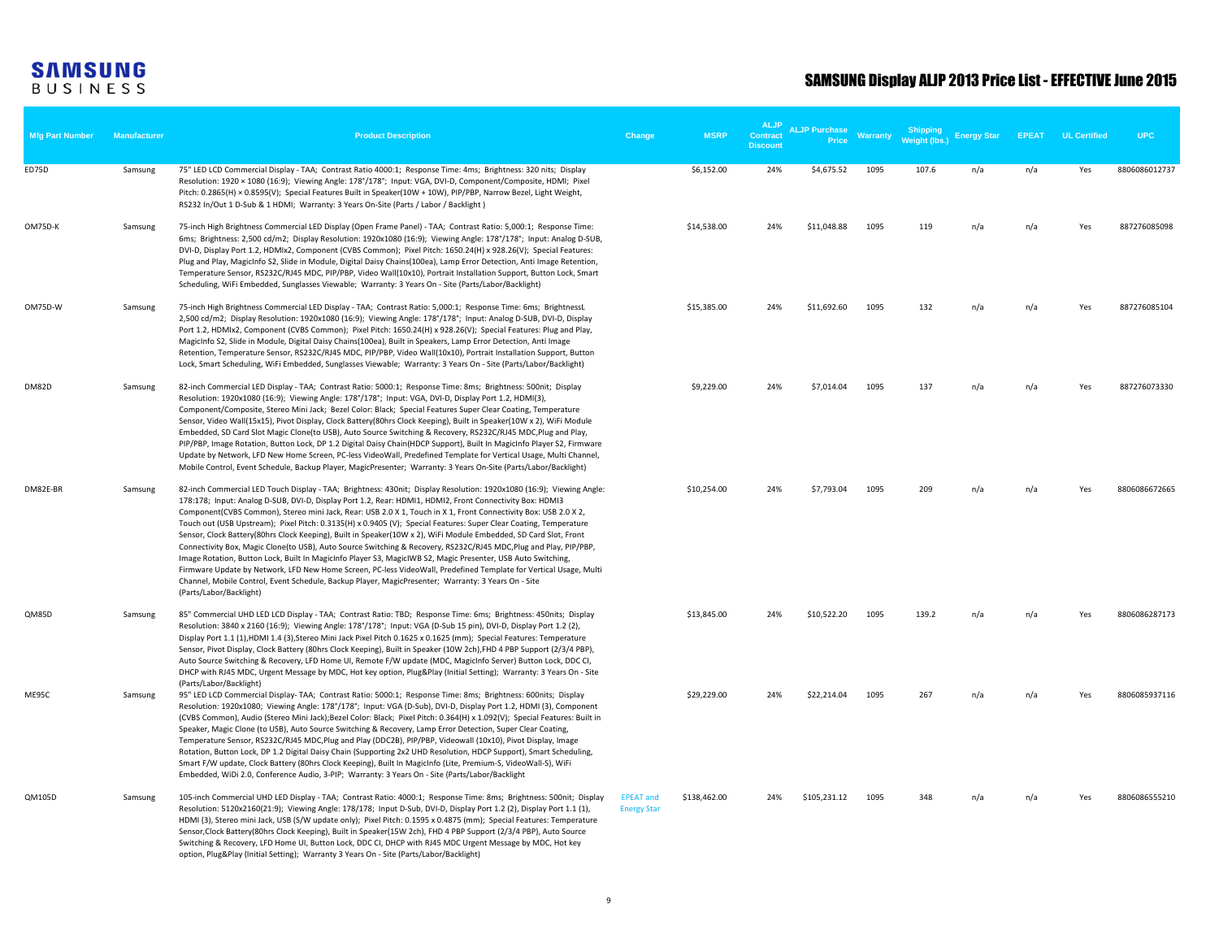# SAMSUNG Display ALJP 2013 Price List - EFFECTIVE June 2015

| Mfg Part Number | Manufacturer | Product Description | Change | MSRP | ALJP Contract Discount | ALJP Purchase Price | Warranty | Shipping Weight (lbs.) | Energy Star | EPEAT | UL Certified | UPC |
|---|---|---|---|---|---|---|---|---|---|---|---|---|
| ED75D | Samsung | 75" LED LCD Commercial Display - TAA; Contrast Ratio 4000:1; Response Time: 4ms; Brightness: 320 nits; Display Resolution: 1920 × 1080 (16:9); Viewing Angle: 178°/178°; Input: VGA, DVI-D, Component/Composite, HDMI; Pixel Pitch: 0.2865(H) × 0.8595(V); Special Features Built in Speaker(10W + 10W), PIP/PBP, Narrow Bezel, Light Weight, RS232 In/Out 1 D-Sub & 1 HDMI; Warranty: 3 Years On-Site (Parts / Labor / Backlight ) | | $6,152.00 | 24% | $4,675.52 | 1095 | 107.6 | n/a | n/a | Yes | 8806086012737 |
| OM75D-K | Samsung | 75-inch High Brightness Commercial LED Display (Open Frame Panel) - TAA; Contrast Ratio: 5,000:1; Response Time: 6ms; Brightness: 2,500 cd/m2; Display Resolution: 1920x1080 (16:9); Viewing Angle: 178°/178°; Input: Analog D-SUB, DVI-D, Display Port 1.2, HDMIx2, Component (CVBS Common); Pixel Pitch: 1650.24(H) x 928.26(V); Special Features: Plug and Play, MagicInfo S2, Slide in Module, Digital Daisy Chains(100ea), Lamp Error Detection, Anti Image Retention, Temperature Sensor, RS232C/RJ45 MDC, PIP/PBP, Video Wall(10x10), Portrait Installation Support, Button Lock, Smart Scheduling, WiFi Embedded, Sunglasses Viewable; Warranty: 3 Years On - Site (Parts/Labor/Backlight) | | $14,538.00 | 24% | $11,048.88 | 1095 | 119 | n/a | n/a | Yes | 887276085098 |
| OM75D-W | Samsung | 75-inch High Brightness Commercial LED Display - TAA; Contrast Ratio: 5,000:1; Response Time: 6ms; BrightnessL 2,500 cd/m2; Display Resolution: 1920x1080 (16:9); Viewing Angle: 178°/178°; Input: Analog D-SUB, DVI-D, Display Port 1.2, HDMIx2, Component (CVBS Common); Pixel Pitch: 1650.24(H) x 928.26(V); Special Features: Plug and Play, MagicInfo S2, Slide in Module, Digital Daisy Chains(100ea), Built in Speakers, Lamp Error Detection, Anti Image Retention, Temperature Sensor, RS232C/RJ45 MDC, PIP/PBP, Video Wall(10x10), Portrait Installation Support, Button Lock, Smart Scheduling, WiFi Embedded, Sunglasses Viewable; Warranty: 3 Years On - Site (Parts/Labor/Backlight) | | $15,385.00 | 24% | $11,692.60 | 1095 | 132 | n/a | n/a | Yes | 887276085104 |
| DM82D | Samsung | 82-inch Commercial LED Display - TAA; Contrast Ratio: 5000:1; Response Time: 8ms; Brightness: 500nit; Display Resolution: 1920x1080 (16:9); Viewing Angle: 178°/178°; Input: VGA, DVI-D, Display Port 1.2, HDMI(3), Component/Composite, Stereo Mini Jack; Bezel Color: Black; Special Features Super Clear Coating, Temperature Sensor, Video Wall(15x15), Pivot Display, Clock Battery(80hrs Clock Keeping), Built in Speaker(10W x 2), WiFi Module Embedded, SD Card Slot Magic Clone(to USB), Auto Source Switching & Recovery, RS232C/RJ45 MDC,Plug and Play, PIP/PBP, Image Rotation, Button Lock, DP 1.2 Digital Daisy Chain(HDCP Support), Built In MagicInfo Player S2, Firmware Update by Network, LFD New Home Screen, PC-less VideoWall, Predefined Template for Vertical Usage, Multi Channel, Mobile Control, Event Schedule, Backup Player, MagicPresenter; Warranty: 3 Years On-Site (Parts/Labor/Backlight) | | $9,229.00 | 24% | $7,014.04 | 1095 | 137 | n/a | n/a | Yes | 887276073330 |
| DM82E-BR | Samsung | 82-inch Commercial LED Touch Display - TAA; Brightness: 430nit; Display Resolution: 1920x1080 (16:9); Viewing Angle: 178:178; Input: Analog D-SUB, DVI-D, Display Port 1.2, Rear: HDMI1, HDMI2, Front Connectivity Box: HDMI3 Component(CVBS Common), Stereo mini Jack, Rear: USB 2.0 X 1, Touch in X 1, Front Connectivity Box: USB 2.0 X 2, Touch out (USB Upstream); Pixel Pitch: 0.3135(H) x 0.9405 (V); Special Features: Super Clear Coating, Temperature Sensor, Clock Battery(80hrs Clock Keeping), Built in Speaker(10W x 2), WiFi Module Embedded, SD Card Slot, Front Connectivity Box, Magic Clone(to USB), Auto Source Switching & Recovery, RS232C/RJ45 MDC,Plug and Play, PIP/PBP, Image Rotation, Button Lock, Built In MagicInfo Player S3, MagicIWB S2, Magic Presenter, USB Auto Switching, Firmware Update by Network, LFD New Home Screen, PC-less VideoWall, Predefined Template for Vertical Usage, Multi Channel, Mobile Control, Event Schedule, Backup Player, MagicPresenter; Warranty: 3 Years On - Site (Parts/Labor/Backlight) | | $10,254.00 | 24% | $7,793.04 | 1095 | 209 | n/a | n/a | Yes | 8806086672665 |
| QM85D | Samsung | 85" Commercial UHD LED LCD Display - TAA; Contrast Ratio: TBD; Response Time: 6ms; Brightness: 450nits; Display Resolution: 3840 x 2160 (16:9); Viewing Angle: 178°/178°; Input: VGA (D-Sub 15 pin), DVI-D, Display Port 1.2 (2), Display Port 1.1 (1),HDMI 1.4 (3),Stereo Mini Jack Pixel Pitch 0.1625 x 0.1625 (mm); Special Features: Temperature Sensor, Pivot Display, Clock Battery (80hrs Clock Keeping), Built in Speaker (10W 2ch),FHD 4 PBP Support (2/3/4 PBP), Auto Source Switching & Recovery, LFD Home UI, Remote F/W update (MDC, MagicInfo Server) Button Lock, DDC CI, DHCP with RJ45 MDC, Urgent Message by MDC, Hot key option, Plug&Play (Initial Setting); Warranty: 3 Years On - Site (Parts/Labor/Backlight) | | $13,845.00 | 24% | $10,522.20 | 1095 | 139.2 | n/a | n/a | Yes | 8806086287173 |
| ME95C | Samsung | 95" LED LCD Commercial Display- TAA; Contrast Ratio: 5000:1; Response Time: 8ms; Brightness: 600nits; Display Resolution: 1920x1080; Viewing Angle: 178°/178°; Input: VGA (D-Sub), DVI-D, Display Port 1.2, HDMI (3), Component (CVBS Common), Audio (Stereo Mini Jack);Bezel Color: Black; Pixel Pitch: 0.364(H) x 1.092(V); Special Features: Built in Speaker, Magic Clone (to USB), Auto Source Switching & Recovery, Lamp Error Detection, Super Clear Coating, Temperature Sensor, RS232C/RJ45 MDC,Plug and Play (DDC2B), PIP/PBP, Videowall (10x10), Pivot Display, Image Rotation, Button Lock, DP 1.2 Digital Daisy Chain (Supporting 2x2 UHD Resolution, HDCP Support), Smart Scheduling, Smart F/W update, Clock Battery (80hrs Clock Keeping), Built In MagicInfo (Lite, Premium-S, VideoWall-S), WiFi Embedded, WiDi 2.0, Conference Audio, 3-PIP; Warranty: 3 Years On - Site (Parts/Labor/Backlight | | $29,229.00 | 24% | $22,214.04 | 1095 | 267 | n/a | n/a | Yes | 8806085937116 |
| QM105D | Samsung | 105-inch Commercial UHD LED Display - TAA; Contrast Ratio: 4000:1; Response Time: 8ms; Brightness: 500nit; Display Resolution: 5120x2160(21:9); Viewing Angle: 178/178; Input D-Sub, DVI-D, Display Port 1.2 (2), Display Port 1.1 (1), HDMI (3), Stereo mini Jack, USB (S/W update only); Pixel Pitch: 0.1595 x 0.4875 (mm); Special Features: Temperature Sensor,Clock Battery(80hrs Clock Keeping), Built in Speaker(15W 2ch), FHD 4 PBP Support (2/3/4 PBP), Auto Source Switching & Recovery, LFD Home UI, Button Lock, DDC CI, DHCP with RJ45 MDC Urgent Message by MDC, Hot key option, Plug&Play (Initial Setting); Warranty 3 Years On - Site (Parts/Labor/Backlight) | EPEAT and Energy Star | $138,462.00 | 24% | $105,231.12 | 1095 | 348 | n/a | n/a | Yes | 8806086555210 |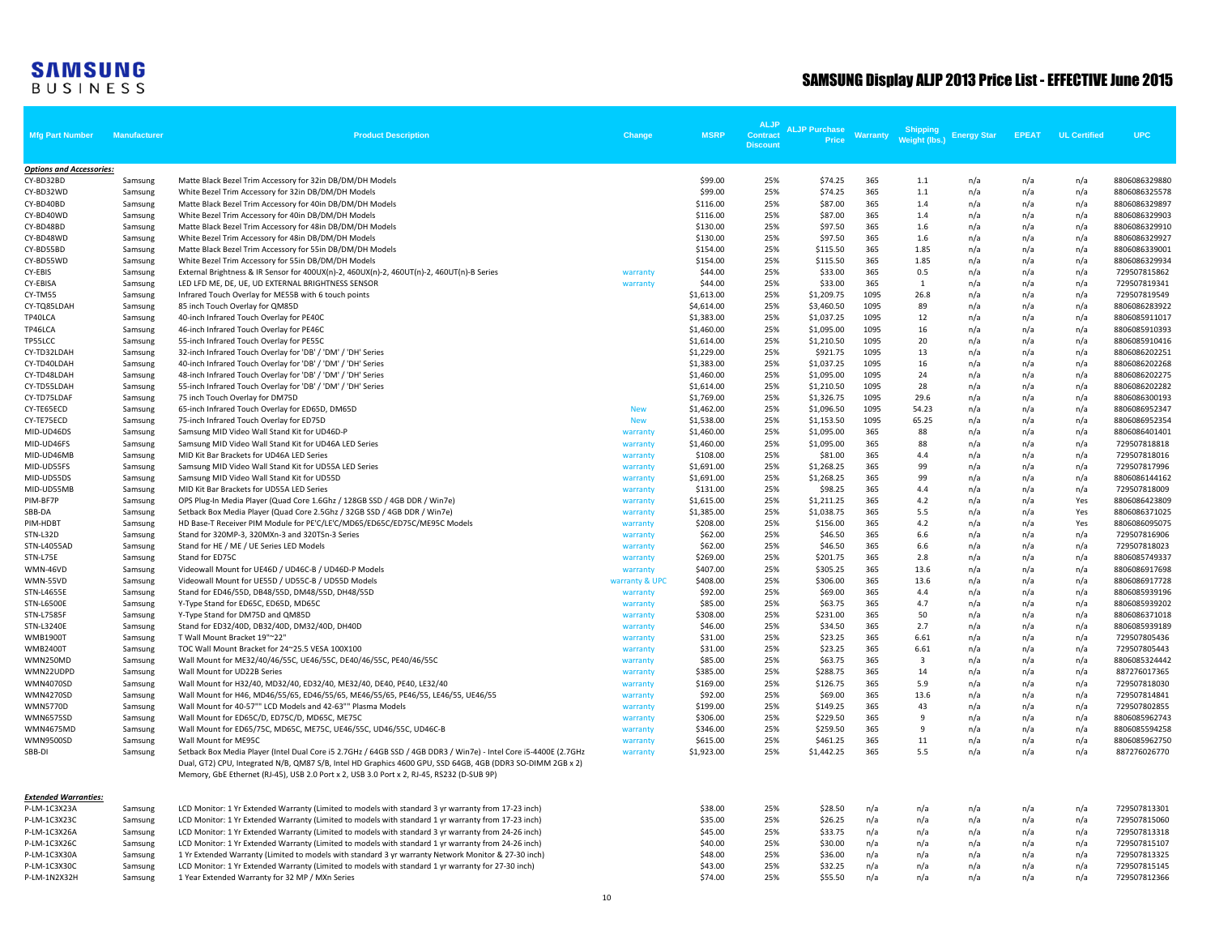# SAMSUNG Display ALJP 2013 Price List - EFFECTIVE June 2015

| Mfg Part Number | Manufacturer | Product Description | Change | MSRP | ALJP Contract Discount | ALJP Purchase Price | Warranty | Shipping Weight (lbs.) | Energy Star | EPEAT | UL Certified | UPC |
|---|---|---|---|---|---|---|---|---|---|---|---|---|
| ***Options and Accessories:*** | | | | | | | | | | | | |
| CY-BD32BD | Samsung | Matte Black Bezel Trim Accessory for 32in DB/DM/DH Models | | $99.00 | 25% | $74.25 | 365 | 1.1 | n/a | n/a | n/a | 8806086329880 |
| CY-BD32WD | Samsung | White Bezel Trim Accessory for 32in DB/DM/DH Models | | $99.00 | 25% | $74.25 | 365 | 1.1 | n/a | n/a | n/a | 8806086325578 |
| CY-BD40BD | Samsung | Matte Black Bezel Trim Accessory for 40in DB/DM/DH Models | | $116.00 | 25% | $87.00 | 365 | 1.4 | n/a | n/a | n/a | 8806086329897 |
| CY-BD40WD | Samsung | White Bezel Trim Accessory for 40in DB/DM/DH Models | | $116.00 | 25% | $87.00 | 365 | 1.4 | n/a | n/a | n/a | 8806086329903 |
| CY-BD48BD | Samsung | Matte Black Bezel Trim Accessory for 48in DB/DM/DH Models | | $130.00 | 25% | $97.50 | 365 | 1.6 | n/a | n/a | n/a | 8806086329910 |
| CY-BD48WD | Samsung | White Bezel Trim Accessory for 48in DB/DM/DH Models | | $130.00 | 25% | $97.50 | 365 | 1.6 | n/a | n/a | n/a | 8806086329927 |
| CY-BD55BD | Samsung | Matte Black Bezel Trim Accessory for 55in DB/DM/DH Models | | $154.00 | 25% | $115.50 | 365 | 1.85 | n/a | n/a | n/a | 8806086339001 |
| CY-BD55WD | Samsung | White Bezel Trim Accessory for 55in DB/DM/DH Models | | $154.00 | 25% | $115.50 | 365 | 1.85 | n/a | n/a | n/a | 8806086329934 |
| CY-EBIS | Samsung | External Brightness & IR Sensor for 400UX(n)-2, 460UX(n)-2, 460UT(n)-2, 460UT(n)-B Series | warranty | $44.00 | 25% | $33.00 | 365 | 0.5 | n/a | n/a | n/a | 729507815862 |
| CY-EBISA | Samsung | LED LFD ME, DE, UE, UD EXTERNAL BRIGHTNESS SENSOR | warranty | $44.00 | 25% | $33.00 | 365 | 1 | n/a | n/a | n/a | 729507819341 |
| CY-TM55 | Samsung | Infrared Touch Overlay for ME55B with 6 touch points | | $1,613.00 | 25% | $1,209.75 | 1095 | 26.8 | n/a | n/a | n/a | 729507819549 |
| CY-TQ85LDAH | Samsung | 85 inch Touch Overlay for QM85D | | $4,614.00 | 25% | $3,460.50 | 1095 | 89 | n/a | n/a | n/a | 8806086283922 |
| TP40LCA | Samsung | 40-inch Infrared Touch Overlay for PE40C | | $1,383.00 | 25% | $1,037.25 | 1095 | 12 | n/a | n/a | n/a | 8806085911017 |
| TP46LCA | Samsung | 46-inch Infrared Touch Overlay for PE46C | | $1,460.00 | 25% | $1,095.00 | 1095 | 16 | n/a | n/a | n/a | 8806085910393 |
| TP55LCC | Samsung | 55-inch Infrared Touch Overlay for PE55C | | $1,614.00 | 25% | $1,210.50 | 1095 | 20 | n/a | n/a | n/a | 8806085910416 |
| CY-TD32LDAH | Samsung | 32-inch Infrared Touch Overlay for 'DB' / 'DM' / 'DH' Series | | $1,229.00 | 25% | $921.75 | 1095 | 13 | n/a | n/a | n/a | 8806086202251 |
| CY-TD40LDAH | Samsung | 40-inch Infrared Touch Overlay for 'DB' / 'DM' / 'DH' Series | | $1,383.00 | 25% | $1,037.25 | 1095 | 16 | n/a | n/a | n/a | 8806086202268 |
| CY-TD48LDAH | Samsung | 48-inch Infrared Touch Overlay for 'DB' / 'DM' / 'DH' Series | | $1,460.00 | 25% | $1,095.00 | 1095 | 24 | n/a | n/a | n/a | 8806086202275 |
| CY-TD55LDAH | Samsung | 55-inch Infrared Touch Overlay for 'DB' / 'DM' / 'DH' Series | | $1,614.00 | 25% | $1,210.50 | 1095 | 28 | n/a | n/a | n/a | 8806086202282 |
| CY-TD75LDAF | Samsung | 75 inch Touch Overlay for DM75D | | $1,769.00 | 25% | $1,326.75 | 1095 | 29.6 | n/a | n/a | n/a | 8806086300193 |
| CY-TE65ECD | Samsung | 65-inch Infrared Touch Overlay for ED65D, DM65D | New | $1,462.00 | 25% | $1,096.50 | 1095 | 54.23 | n/a | n/a | n/a | 8806086952347 |
| CY-TE75ECD | Samsung | 75-inch Infrared Touch Overlay for ED75D | New | $1,538.00 | 25% | $1,153.50 | 1095 | 65.25 | n/a | n/a | n/a | 8806086952354 |
| MID-UD46DS | Samsung | Samsung MID Video Wall Stand Kit for UD46D-P | warranty | $1,460.00 | 25% | $1,095.00 | 365 | 88 | n/a | n/a | n/a | 8806086401401 |
| MID-UD46FS | Samsung | Samsung MID Video Wall Stand Kit for UD46A LED Series | warranty | $1,460.00 | 25% | $1,095.00 | 365 | 88 | n/a | n/a | n/a | 729507818818 |
| MID-UD46MB | Samsung | MID Kit Bar Brackets for UD46A LED Series | warranty | $108.00 | 25% | $81.00 | 365 | 4.4 | n/a | n/a | n/a | 729507818016 |
| MID-UD55FS | Samsung | Samsung MID Video Wall Stand Kit for UD55A LED Series | warranty | $1,691.00 | 25% | $1,268.25 | 365 | 99 | n/a | n/a | n/a | 729507817996 |
| MID-UD55DS | Samsung | Samsung MID Video Wall Stand Kit for UD55D | warranty | $1,691.00 | 25% | $1,268.25 | 365 | 99 | n/a | n/a | n/a | 8806086144162 |
| MID-UD55MB | Samsung | MID Kit Bar Brackets for UD55A LED Series | warranty | $131.00 | 25% | $98.25 | 365 | 4.4 | n/a | n/a | n/a | 729507818009 |
| PIM-BF7P | Samsung | OPS Plug-In Media Player (Quad Core 1.6Ghz / 128GB SSD / 4GB DDR / Win7e) | warranty | $1,615.00 | 25% | $1,211.25 | 365 | 4.2 | n/a | n/a | Yes | 8806086423809 |
| SBB-DA | Samsung | Setback Box Media Player (Quad Core 2.5Ghz / 32GB SSD / 4GB DDR / Win7e) | warranty | $1,385.00 | 25% | $1,038.75 | 365 | 5.5 | n/a | n/a | Yes | 8806086371025 |
| PIM-HDBT | Samsung | HD Base-T Receiver PIM Module for PE'C/LE'C/MD65/ED65C/ED75C/ME95C Models | warranty | $208.00 | 25% | $156.00 | 365 | 4.2 | n/a | n/a | Yes | 8806086095075 |
| STN-L32D | Samsung | Stand for 320MP-3, 320MXn-3 and 320TSn-3 Series | warranty | $62.00 | 25% | $46.50 | 365 | 6.6 | n/a | n/a | n/a | 729507816906 |
| STN-L4055AD | Samsung | Stand for HE / ME / UE Series LED Models | warranty | $62.00 | 25% | $46.50 | 365 | 6.6 | n/a | n/a | n/a | 729507818023 |
| STN-L75E | Samsung | Stand for ED75C | warranty | $269.00 | 25% | $201.75 | 365 | 2.8 | n/a | n/a | n/a | 8806085749337 |
| WMN-46VD | Samsung | Videowall Mount for UE46D / UD46C-B / UD46D-P Models | warranty | $407.00 | 25% | $305.25 | 365 | 13.6 | n/a | n/a | n/a | 8806086917698 |
| WMN-55VD | Samsung | Videowall Mount for UE55D / UD55C-B / UD55D Models | warranty & UPC | $408.00 | 25% | $306.00 | 365 | 13.6 | n/a | n/a | n/a | 8806086917728 |
| STN-L4655E | Samsung | Stand for ED46/55D, DB48/55D, DM48/55D, DH48/55D | warranty | $92.00 | 25% | $69.00 | 365 | 4.4 | n/a | n/a | n/a | 8806085939196 |
| STN-L6500E | Samsung | Y-Type Stand for ED65C, ED65D, MD65C | warranty | $85.00 | 25% | $63.75 | 365 | 4.7 | n/a | n/a | n/a | 8806085939202 |
| STN-L7585F | Samsung | Y-Type Stand for DM75D and QM85D | warranty | $308.00 | 25% | $231.00 | 365 | 50 | n/a | n/a | n/a | 8806086371018 |
| STN-L3240E | Samsung | Stand for ED32/40D, DB32/40D, DM32/40D, DH40D | warranty | $46.00 | 25% | $34.50 | 365 | 2.7 | n/a | n/a | n/a | 8806085939189 |
| WMB1900T | Samsung | T Wall Mount Bracket 19"~22" | warranty | $31.00 | 25% | $23.25 | 365 | 6.61 | n/a | n/a | n/a | 729507805436 |
| WMB2400T | Samsung | TOC Wall Mount Bracket for 24~25.5 VESA 100X100 | warranty | $31.00 | 25% | $23.25 | 365 | 6.61 | n/a | n/a | n/a | 729507805443 |
| WMN250MD | Samsung | Wall Mount for ME32/40/46/55C, UE46/55C, DE40/46/55C, PE40/46/55C | warranty | $85.00 | 25% | $63.75 | 365 | 3 | n/a | n/a | n/a | 8806085324442 |
| WMN22UDPD | Samsung | Wall Mount for UD22B Series | warranty | $385.00 | 25% | $288.75 | 365 | 14 | n/a | n/a | n/a | 887276017365 |
| WMN4070SD | Samsung | Wall Mount for H32/40, MD32/40, ED32/40, ME32/40, DE40, PE40, LE32/40 | warranty | $169.00 | 25% | $126.75 | 365 | 5.9 | n/a | n/a | n/a | 729507818030 |
| WMN4270SD | Samsung | Wall Mount for H46, MD46/55/65, ED46/55/65, ME46/55/65, PE46/55, LE46/55, UE46/55 | warranty | $92.00 | 25% | $69.00 | 365 | 13.6 | n/a | n/a | n/a | 729507814841 |
| WMN5770D | Samsung | Wall Mount for 40-57"" LCD Models and 42-63"" Plasma Models | warranty | $199.00 | 25% | $149.25 | 365 | 43 | n/a | n/a | n/a | 729507802855 |
| WMN6575SD | Samsung | Wall Mount for ED65C/D, ED75C/D, MD65C, ME75C | warranty | $306.00 | 25% | $229.50 | 365 | 9 | n/a | n/a | n/a | 8806085962743 |
| WMN4675MD | Samsung | Wall Mount for ED65/75C, MD65C, ME75C, UE46/55C, UD46/55C, UD46C-B | warranty | $346.00 | 25% | $259.50 | 365 | 9 | n/a | n/a | n/a | 8806085594258 |
| WMN9500SD | Samsung | Wall Mount for ME95C | warranty | $615.00 | 25% | $461.25 | 365 | 11 | n/a | n/a | n/a | 8806085962750 |
| SBB-DI | Samsung | Setback Box Media Player (Intel Dual Core i5 2.7GHz / 64GB SSD / 4GB DDR3 / Win7e) - Intel Core i5-4400E (2.7GHz Dual, GT2) CPU, Integrated N/B, QM87 S/B, Intel HD Graphics 4600 GPU, SSD 64GB, 4GB (DDR3 SO-DIMM 2GB x 2) Memory, GbE Ethernet (RJ-45), USB 2.0 Port x 2, USB 3.0 Port x 2, RJ-45, RS232 (D-SUB 9P) | warranty | $1,923.00 | 25% | $1,442.25 | 365 | 5.5 | n/a | n/a | n/a | 887276026770 |
| ***Extended Warranties:*** | | | | | | | | | | | | |
| P-LM-1C3X23A | Samsung | LCD Monitor: 1 Yr Extended Warranty (Limited to models with standard 3 yr warranty from 17-23 inch) | | $38.00 | 25% | $28.50 | n/a | n/a | n/a | n/a | n/a | 729507813301 |
| P-LM-1C3X23C | Samsung | LCD Monitor: 1 Yr Extended Warranty (Limited to models with standard 1 yr warranty from 17-23 inch) | | $35.00 | 25% | $26.25 | n/a | n/a | n/a | n/a | n/a | 729507815060 |
| P-LM-1C3X26A | Samsung | LCD Monitor: 1 Yr Extended Warranty (Limited to models with standard 3 yr warranty from 24-26 inch) | | $45.00 | 25% | $33.75 | n/a | n/a | n/a | n/a | n/a | 729507813318 |
| P-LM-1C3X26C | Samsung | LCD Monitor: 1 Yr Extended Warranty (Limited to models with standard 1 yr warranty from 24-26 inch) | | $40.00 | 25% | $30.00 | n/a | n/a | n/a | n/a | n/a | 729507815107 |
| P-LM-1C3X30A | Samsung | 1 Yr Extended Warranty (Limited to models with standard 3 yr warranty Network Monitor & 27-30 inch) | | $48.00 | 25% | $36.00 | n/a | n/a | n/a | n/a | n/a | 729507813325 |
| P-LM-1C3X30C | Samsung | LCD Monitor: 1 Yr Extended Warranty (Limited to models with standard 1 yr warranty from 27-30 inch) | | $43.00 | 25% | $32.25 | n/a | n/a | n/a | n/a | n/a | 729507815145 |
| P-LM-1N2X32H | Samsung | 1 Year Extended Warranty for 32 MP / MXn Series | | $74.00 | 25% | $55.50 | n/a | n/a | n/a | n/a | n/a | 729507812366 |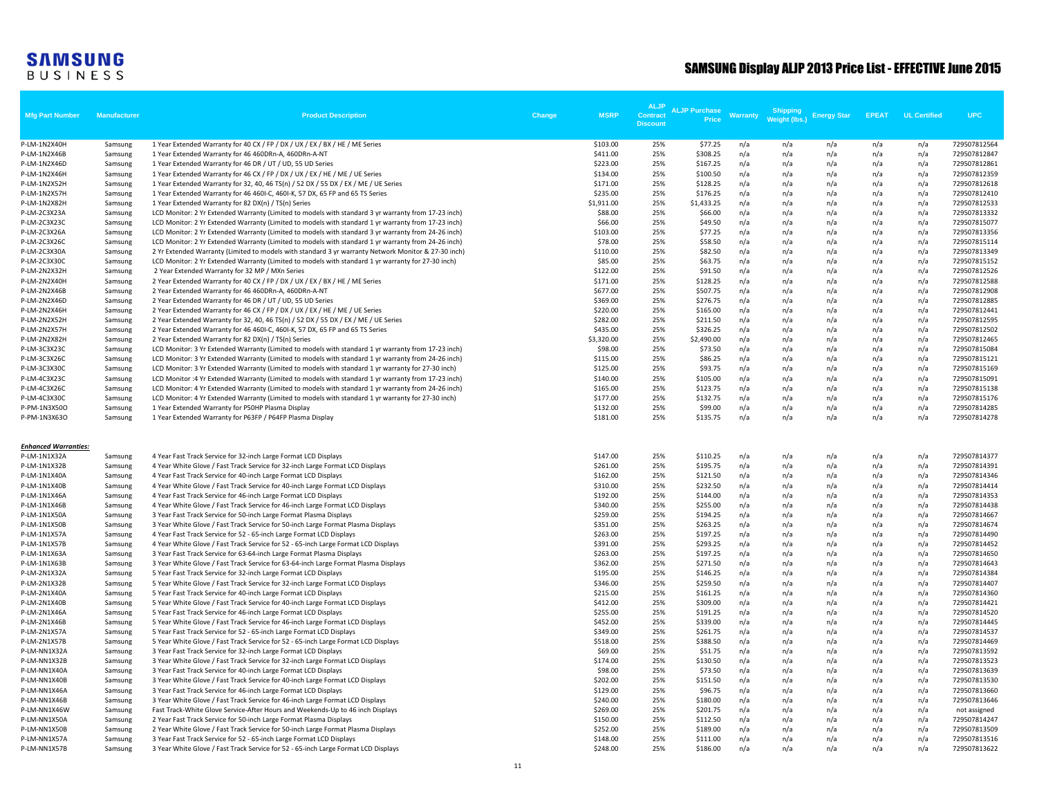# SAMSUNG Display ALJP 2013 Price List - EFFECTIVE June 2015

| Mfg Part Number | Manufacturer | Product Description | Change | MSRP | ALJP Contract Discount | ALJP Purchase Price | Warranty | Shipping Weight (lbs.) | Energy Star | EPEAT | UL Certified | UPC |
|---|---|---|---|---|---|---|---|---|---|---|---|---|
| P-LM-1N2X40H | Samsung | 1 Year Extended Warranty for 40 CX / FP / DX / UX / EX / BX / HE / ME Series | | $103.00 | 25% | $77.25 | n/a | n/a | n/a | n/a | n/a | 729507812564 |
| P-LM-1N2X46B | Samsung | 1 Year Extended Warranty for 46 460DRn-A, 460DRn-A-NT | | $411.00 | 25% | $308.25 | n/a | n/a | n/a | n/a | n/a | 729507812847 |
| P-LM-1N2X46D | Samsung | 1 Year Extended Warranty for 46 DR / UT / UD, 55 UD Series | | $223.00 | 25% | $167.25 | n/a | n/a | n/a | n/a | n/a | 729507812861 |
| P-LM-1N2X46H | Samsung | 1 Year Extended Warranty for 46 CX / FP / DX / UX / EX / HE / ME / UE Series | | $134.00 | 25% | $100.50 | n/a | n/a | n/a | n/a | n/a | 729507812359 |
| P-LM-1N2X52H | Samsung | 1 Year Extended Warranty for 32, 40, 46 TS(n) / 52 DX / 55 DX / EX / ME / UE Series | | $171.00 | 25% | $128.25 | n/a | n/a | n/a | n/a | n/a | 729507812618 |
| P-LM-1N2X57H | Samsung | 1 Year Extended Warranty for 46 460I-C, 460I-K, 57 DX, 65 FP and 65 TS Series | | $235.00 | 25% | $176.25 | n/a | n/a | n/a | n/a | n/a | 729507812410 |
| P-LM-1N2X82H | Samsung | 1 Year Extended Warranty for 82 DX(n) / TS(n) Series | | $1,911.00 | 25% | $1,433.25 | n/a | n/a | n/a | n/a | n/a | 729507812533 |
| P-LM-2C3X23A | Samsung | LCD Monitor: 2 Yr Extended Warranty (Limited to models with standard 3 yr warranty from 17-23 inch) | | $88.00 | 25% | $66.00 | n/a | n/a | n/a | n/a | n/a | 729507813332 |
| P-LM-2C3X23C | Samsung | LCD Monitor: 2 Yr Extended Warranty (Limited to models with standard 1 yr warranty from 17-23 inch) | | $66.00 | 25% | $49.50 | n/a | n/a | n/a | n/a | n/a | 729507815077 |
| P-LM-2C3X26A | Samsung | LCD Monitor: 2 Yr Extended Warranty (Limited to models with standard 3 yr warranty from 24-26 inch) | | $103.00 | 25% | $77.25 | n/a | n/a | n/a | n/a | n/a | 729507813356 |
| P-LM-2C3X26C | Samsung | LCD Monitor: 2 Yr Extended Warranty (Limited to models with standard 1 yr warranty from 24-26 inch) | | $78.00 | 25% | $58.50 | n/a | n/a | n/a | n/a | n/a | 729507815114 |
| P-LM-2C3X30A | Samsung | 2 Yr Extended Warranty (Limited to models with standard 3 yr warranty Network Monitor & 27-30 inch) | | $110.00 | 25% | $82.50 | n/a | n/a | n/a | n/a | n/a | 729507813349 |
| P-LM-2C3X30C | Samsung | LCD Monitor: 2 Yr Extended Warranty (Limited to models with standard 1 yr warranty for 27-30 inch) | | $85.00 | 25% | $63.75 | n/a | n/a | n/a | n/a | n/a | 729507815152 |
| P-LM-2N2X32H | Samsung | 2 Year Extended Warranty for 32 MP / MXn Series | | $122.00 | 25% | $91.50 | n/a | n/a | n/a | n/a | n/a | 729507812526 |
| P-LM-2N2X40H | Samsung | 2 Year Extended Warranty for 40 CX / FP / DX / UX / EX / BX / HE / ME Series | | $171.00 | 25% | $128.25 | n/a | n/a | n/a | n/a | n/a | 729507812588 |
| P-LM-2N2X46B | Samsung | 2 Year Extended Warranty for 46 460DRn-A, 460DRn-A-NT | | $677.00 | 25% | $507.75 | n/a | n/a | n/a | n/a | n/a | 729507812908 |
| P-LM-2N2X46D | Samsung | 2 Year Extended Warranty for 46 DR / UT / UD, 55 UD Series | | $369.00 | 25% | $276.75 | n/a | n/a | n/a | n/a | n/a | 729507812885 |
| P-LM-2N2X46H | Samsung | 2 Year Extended Warranty for 46 CX / FP / DX / UX / EX / HE / ME / UE Series | | $220.00 | 25% | $165.00 | n/a | n/a | n/a | n/a | n/a | 729507812441 |
| P-LM-2N2X52H | Samsung | 2 Year Extended Warranty for 32, 40, 46 TS(n) / 52 DX / 55 DX / EX / ME / UE Series | | $282.00 | 25% | $211.50 | n/a | n/a | n/a | n/a | n/a | 729507812595 |
| P-LM-2N2X57H | Samsung | 2 Year Extended Warranty for 46 460I-C, 460I-K, 57 DX, 65 FP and 65 TS Series | | $435.00 | 25% | $326.25 | n/a | n/a | n/a | n/a | n/a | 729507812502 |
| P-LM-2N2X82H | Samsung | 2 Year Extended Warranty for 82 DX(n) / TS(n) Series | | $3,320.00 | 25% | $2,490.00 | n/a | n/a | n/a | n/a | n/a | 729507812465 |
| P-LM-3C3X23C | Samsung | LCD Monitor: 3 Yr Extended Warranty (Limited to models with standard 1 yr warranty from 17-23 inch) | | $98.00 | 25% | $73.50 | n/a | n/a | n/a | n/a | n/a | 729507815084 |
| P-LM-3C3X26C | Samsung | LCD Monitor: 3 Yr Extended Warranty (Limited to models with standard 1 yr warranty from 24-26 inch) | | $115.00 | 25% | $86.25 | n/a | n/a | n/a | n/a | n/a | 729507815121 |
| P-LM-3C3X30C | Samsung | LCD Monitor: 3 Yr Extended Warranty (Limited to models with standard 1 yr warranty for 27-30 inch) | | $125.00 | 25% | $93.75 | n/a | n/a | n/a | n/a | n/a | 729507815169 |
| P-LM-4C3X23C | Samsung | LCD Monitor :4 Yr Extended Warranty (Limited to models with standard 1 yr warranty from 17-23 inch) | | $140.00 | 25% | $105.00 | n/a | n/a | n/a | n/a | n/a | 729507815091 |
| P-LM-4C3X26C | Samsung | LCD Monitor: 4 Yr Extended Warranty (Limited to models with standard 1 yr warranty from 24-26 inch) | | $165.00 | 25% | $123.75 | n/a | n/a | n/a | n/a | n/a | 729507815138 |
| P-LM-4C3X30C | Samsung | LCD Monitor: 4 Yr Extended Warranty (Limited to models with standard 1 yr warranty for 27-30 inch) | | $177.00 | 25% | $132.75 | n/a | n/a | n/a | n/a | n/a | 729507815176 |
| P-PM-1N3X50O | Samsung | 1 Year Extended Warranty for P50HP Plasma Display | | $132.00 | 25% | $99.00 | n/a | n/a | n/a | n/a | n/a | 729507814285 |
| P-PM-1N3X63O | Samsung | 1 Year Extended Warranty for P63FP / P64FP Plasma Display | | $181.00 | 25% | $135.75 | n/a | n/a | n/a | n/a | n/a | 729507814278 |
| | | | | | | | | | | | | |
| ***Enhanced Warranties:*** | | | | | | | | | | | | |
| P-LM-1N1X32A | Samsung | 4 Year Fast Track Service for 32-inch Large Format LCD Displays | | $147.00 | 25% | $110.25 | n/a | n/a | n/a | n/a | n/a | 729507814377 |
| P-LM-1N1X32B | Samsung | 4 Year White Glove / Fast Track Service for 32-inch Large Format LCD Displays | | $261.00 | 25% | $195.75 | n/a | n/a | n/a | n/a | n/a | 729507814391 |
| P-LM-1N1X40A | Samsung | 4 Year Fast Track Service for 40-inch Large Format LCD Displays | | $162.00 | 25% | $121.50 | n/a | n/a | n/a | n/a | n/a | 729507814346 |
| P-LM-1N1X40B | Samsung | 4 Year White Glove / Fast Track Service for 40-inch Large Format LCD Displays | | $310.00 | 25% | $232.50 | n/a | n/a | n/a | n/a | n/a | 729507814414 |
| P-LM-1N1X46A | Samsung | 4 Year Fast Track Service for 46-inch Large Format LCD Displays | | $192.00 | 25% | $144.00 | n/a | n/a | n/a | n/a | n/a | 729507814353 |
| P-LM-1N1X46B | Samsung | 4 Year White Glove / Fast Track Service for 46-inch Large Format LCD Displays | | $340.00 | 25% | $255.00 | n/a | n/a | n/a | n/a | n/a | 729507814438 |
| P-LM-1N1X50A | Samsung | 3 Year Fast Track Service for 50-inch Large Format Plasma Displays | | $259.00 | 25% | $194.25 | n/a | n/a | n/a | n/a | n/a | 729507814667 |
| P-LM-1N1X50B | Samsung | 3 Year White Glove / Fast Track Service for 50-inch Large Format Plasma Displays | | $351.00 | 25% | $263.25 | n/a | n/a | n/a | n/a | n/a | 729507814674 |
| P-LM-1N1X57A | Samsung | 4 Year Fast Track Service for 52 - 65-inch Large Format LCD Displays | | $263.00 | 25% | $197.25 | n/a | n/a | n/a | n/a | n/a | 729507814490 |
| P-LM-1N1X57B | Samsung | 4 Year White Glove / Fast Track Service for 52 - 65-inch Large Format LCD Displays | | $391.00 | 25% | $293.25 | n/a | n/a | n/a | n/a | n/a | 729507814452 |
| P-LM-1N1X63A | Samsung | 3 Year Fast Track Service for 63-64-inch Large Format Plasma Displays | | $263.00 | 25% | $197.25 | n/a | n/a | n/a | n/a | n/a | 729507814650 |
| P-LM-1N1X63B | Samsung | 3 Year White Glove / Fast Track Service for 63-64-inch Large Format Plasma Displays | | $362.00 | 25% | $271.50 | n/a | n/a | n/a | n/a | n/a | 729507814643 |
| P-LM-2N1X32A | Samsung | 5 Year Fast Track Service for 32-inch Large Format LCD Displays | | $195.00 | 25% | $146.25 | n/a | n/a | n/a | n/a | n/a | 729507814384 |
| P-LM-2N1X32B | Samsung | 5 Year White Glove / Fast Track Service for 32-inch Large Format LCD Displays | | $346.00 | 25% | $259.50 | n/a | n/a | n/a | n/a | n/a | 729507814407 |
| P-LM-2N1X40A | Samsung | 5 Year Fast Track Service for 40-inch Large Format LCD Displays | | $215.00 | 25% | $161.25 | n/a | n/a | n/a | n/a | n/a | 729507814360 |
| P-LM-2N1X40B | Samsung | 5 Year White Glove / Fast Track Service for 40-inch Large Format LCD Displays | | $412.00 | 25% | $309.00 | n/a | n/a | n/a | n/a | n/a | 729507814421 |
| P-LM-2N1X46A | Samsung | 5 Year Fast Track Service for 46-inch Large Format LCD Displays | | $255.00 | 25% | $191.25 | n/a | n/a | n/a | n/a | n/a | 729507814520 |
| P-LM-2N1X46B | Samsung | 5 Year White Glove / Fast Track Service for 46-inch Large Format LCD Displays | | $452.00 | 25% | $339.00 | n/a | n/a | n/a | n/a | n/a | 729507814445 |
| P-LM-2N1X57A | Samsung | 5 Year Fast Track Service for 52 - 65-inch Large Format LCD Displays | | $349.00 | 25% | $261.75 | n/a | n/a | n/a | n/a | n/a | 729507814537 |
| P-LM-2N1X57B | Samsung | 5 Year White Glove / Fast Track Service for 52 - 65-inch Large Format LCD Displays | | $518.00 | 25% | $388.50 | n/a | n/a | n/a | n/a | n/a | 729507814469 |
| P-LM-NN1X32A | Samsung | 3 Year Fast Track Service for 32-inch Large Format LCD Displays | | $69.00 | 25% | $51.75 | n/a | n/a | n/a | n/a | n/a | 729507813592 |
| P-LM-NN1X32B | Samsung | 3 Year White Glove / Fast Track Service for 32-inch Large Format LCD Displays | | $174.00 | 25% | $130.50 | n/a | n/a | n/a | n/a | n/a | 729507813523 |
| P-LM-NN1X40A | Samsung | 3 Year Fast Track Service for 40-inch Large Format LCD Displays | | $98.00 | 25% | $73.50 | n/a | n/a | n/a | n/a | n/a | 729507813639 |
| P-LM-NN1X40B | Samsung | 3 Year White Glove / Fast Track Service for 40-inch Large Format LCD Displays | | $202.00 | 25% | $151.50 | n/a | n/a | n/a | n/a | n/a | 729507813530 |
| P-LM-NN1X46A | Samsung | 3 Year Fast Track Service for 46-inch Large Format LCD Displays | | $129.00 | 25% | $96.75 | n/a | n/a | n/a | n/a | n/a | 729507813660 |
| P-LM-NN1X46B | Samsung | 3 Year White Glove / Fast Track Service for 46-inch Large Format LCD Displays | | $240.00 | 25% | $180.00 | n/a | n/a | n/a | n/a | n/a | 729507813646 |
| P-LM-NN1X46W | Samsung | Fast Track-White Glove Service-After Hours and Weekends-Up to 46 inch Displays | | $269.00 | 25% | $201.75 | n/a | n/a | n/a | n/a | n/a | not assigned |
| P-LM-NN1X50A | Samsung | 2 Year Fast Track Service for 50-inch Large Format Plasma Displays | | $150.00 | 25% | $112.50 | n/a | n/a | n/a | n/a | n/a | 729507814247 |
| P-LM-NN1X50B | Samsung | 2 Year White Glove / Fast Track Service for 50-inch Large Format Plasma Displays | | $252.00 | 25% | $189.00 | n/a | n/a | n/a | n/a | n/a | 729507813509 |
| P-LM-NN1X57A | Samsung | 3 Year Fast Track Service for 52 - 65-inch Large Format LCD Displays | | $148.00 | 25% | $111.00 | n/a | n/a | n/a | n/a | n/a | 729507813516 |
| P-LM-NN1X57B | Samsung | 3 Year White Glove / Fast Track Service for 52 - 65-inch Large Format LCD Displays | | $248.00 | 25% | $186.00 | n/a | n/a | n/a | n/a | n/a | 729507813622 |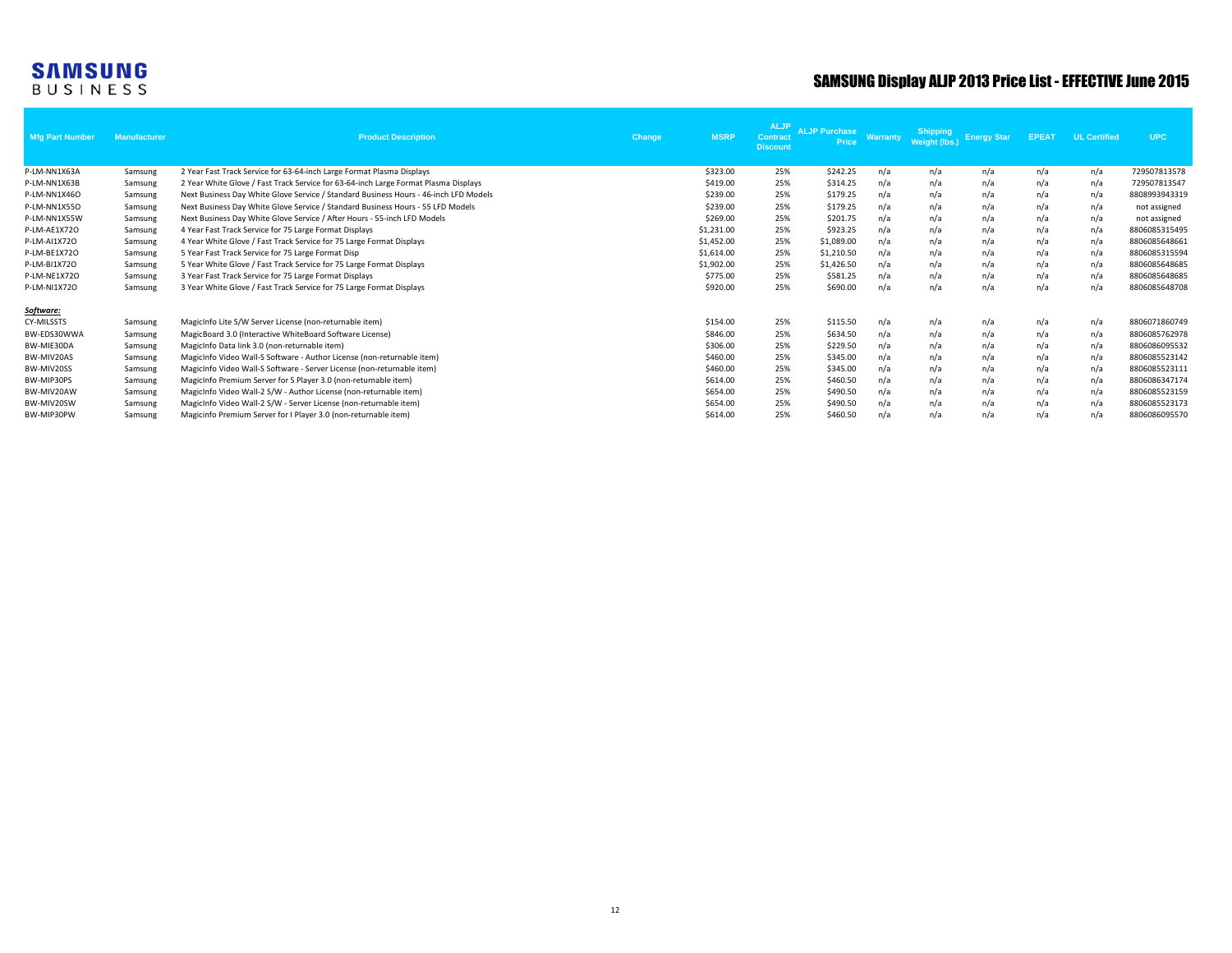# SAMSUNG BUSINESS

## SAMSUNG Display ALJP 2013 Price List - EFFECTIVE June 2015

| Mfg Part Number | Manufacturer | Product Description | Change | MSRP | ALJP Contract Discount | ALJP Purchase Price | Warranty | Shipping Weight (lbs.) | Energy Star | EPEAT | UL Certified | UPC |
|---|---|---|---|---|---|---|---|---|---|---|---|---|
| P-LM-NN1X63A | Samsung | 2 Year Fast Track Service for 63-64-inch Large Format Plasma Displays | | $323.00 | 25% | $242.25 | n/a | n/a | n/a | n/a | n/a | 729507813578 |
| P-LM-NN1X63B | Samsung | 2 Year White Glove / Fast Track Service for 63-64-inch Large Format Plasma Displays | | $419.00 | 25% | $314.25 | n/a | n/a | n/a | n/a | n/a | 729507813547 |
| P-LM-NN1X46O | Samsung | Next Business Day White Glove Service / Standard Business Hours - 46-inch LFD Models | | $239.00 | 25% | $179.25 | n/a | n/a | n/a | n/a | n/a | 8808993943319 |
| P-LM-NN1X55O | Samsung | Next Business Day White Glove Service / Standard Business Hours - 55 LFD Models | | $239.00 | 25% | $179.25 | n/a | n/a | n/a | n/a | n/a | not assigned |
| P-LM-NN1X55W | Samsung | Next Business Day White Glove Service / After Hours - 55-inch LFD Models | | $269.00 | 25% | $201.75 | n/a | n/a | n/a | n/a | n/a | not assigned |
| P-LM-AE1X72O | Samsung | 4 Year Fast Track Service for 75 Large Format Displays | | $1,231.00 | 25% | $923.25 | n/a | n/a | n/a | n/a | n/a | 8806085315495 |
| P-LM-AI1X72O | Samsung | 4 Year White Glove / Fast Track Service for 75 Large Format Displays | | $1,452.00 | 25% | $1,089.00 | n/a | n/a | n/a | n/a | n/a | 8806085648661 |
| P-LM-BE1X72O | Samsung | 5 Year Fast Track Service for 75 Large Format Disp | | $1,614.00 | 25% | $1,210.50 | n/a | n/a | n/a | n/a | n/a | 8806085315594 |
| P-LM-BI1X72O | Samsung | 5 Year White Glove / Fast Track Service for 75 Large Format Displays | | $1,902.00 | 25% | $1,426.50 | n/a | n/a | n/a | n/a | n/a | 8806085648685 |
| P-LM-NE1X72O | Samsung | 3 Year Fast Track Service for 75 Large Format Displays | | $775.00 | 25% | $581.25 | n/a | n/a | n/a | n/a | n/a | 8806085648685 |
| P-LM-NI1X72O | Samsung | 3 Year White Glove / Fast Track Service for 75 Large Format Displays | | $920.00 | 25% | $690.00 | n/a | n/a | n/a | n/a | n/a | 8806085648708 |
| ***Software:*** | | | | | | | | | | | | |
| CY-MILSSTS | Samsung | MagicInfo Lite S/W Server License (non-returnable item) | | $154.00 | 25% | $115.50 | n/a | n/a | n/a | n/a | n/a | 8806071860749 |
| BW-EDS30WWA | Samsung | MagicBoard 3.0 (Interactive WhiteBoard Software License) | | $846.00 | 25% | $634.50 | n/a | n/a | n/a | n/a | n/a | 8806085762978 |
| BW-MIE30DA | Samsung | MagicInfo Data link 3.0 (non-returnable item) | | $306.00 | 25% | $229.50 | n/a | n/a | n/a | n/a | n/a | 8806086095532 |
| BW-MIV20AS | Samsung | MagicInfo Video Wall-S Software - Author License (non-returnable item) | | $460.00 | 25% | $345.00 | n/a | n/a | n/a | n/a | n/a | 8806085523142 |
| BW-MIV20SS | Samsung | MagicInfo Video Wall-S Software - Server License (non-returnable item) | | $460.00 | 25% | $345.00 | n/a | n/a | n/a | n/a | n/a | 8806085523111 |
| BW-MIP30PS | Samsung | MagicInfo Premium Server for S Player 3.0 (non-returnable item) | | $614.00 | 25% | $460.50 | n/a | n/a | n/a | n/a | n/a | 8806086347174 |
| BW-MIV20AW | Samsung | MagicInfo Video Wall-2 S/W - Author License (non-returnable item) | | $654.00 | 25% | $490.50 | n/a | n/a | n/a | n/a | n/a | 8806085523159 |
| BW-MIV20SW | Samsung | MagicInfo Video Wall-2 S/W - Server License (non-returnable item) | | $654.00 | 25% | $490.50 | n/a | n/a | n/a | n/a | n/a | 8806085523173 |
| BW-MIP30PW | Samsung | Magicinfo Premium Server for I Player 3.0 (non-returnable item) | | $614.00 | 25% | $460.50 | n/a | n/a | n/a | n/a | n/a | 8806086095570 |